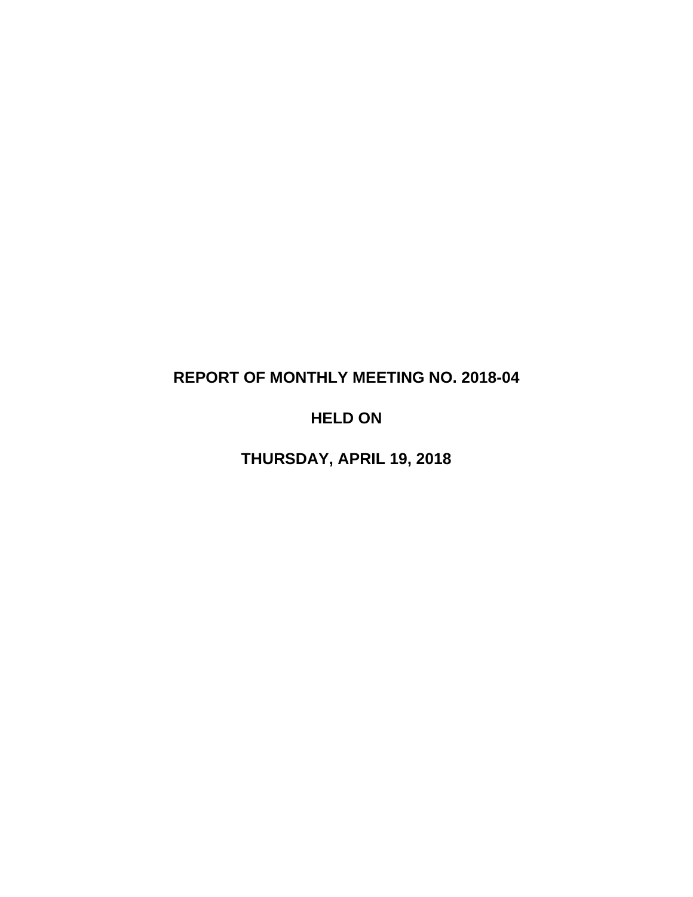# REPORT OF MONTHLY MEETING NO. 2018-04

# HELD ON

# THURSDAY, APRIL 19, 2018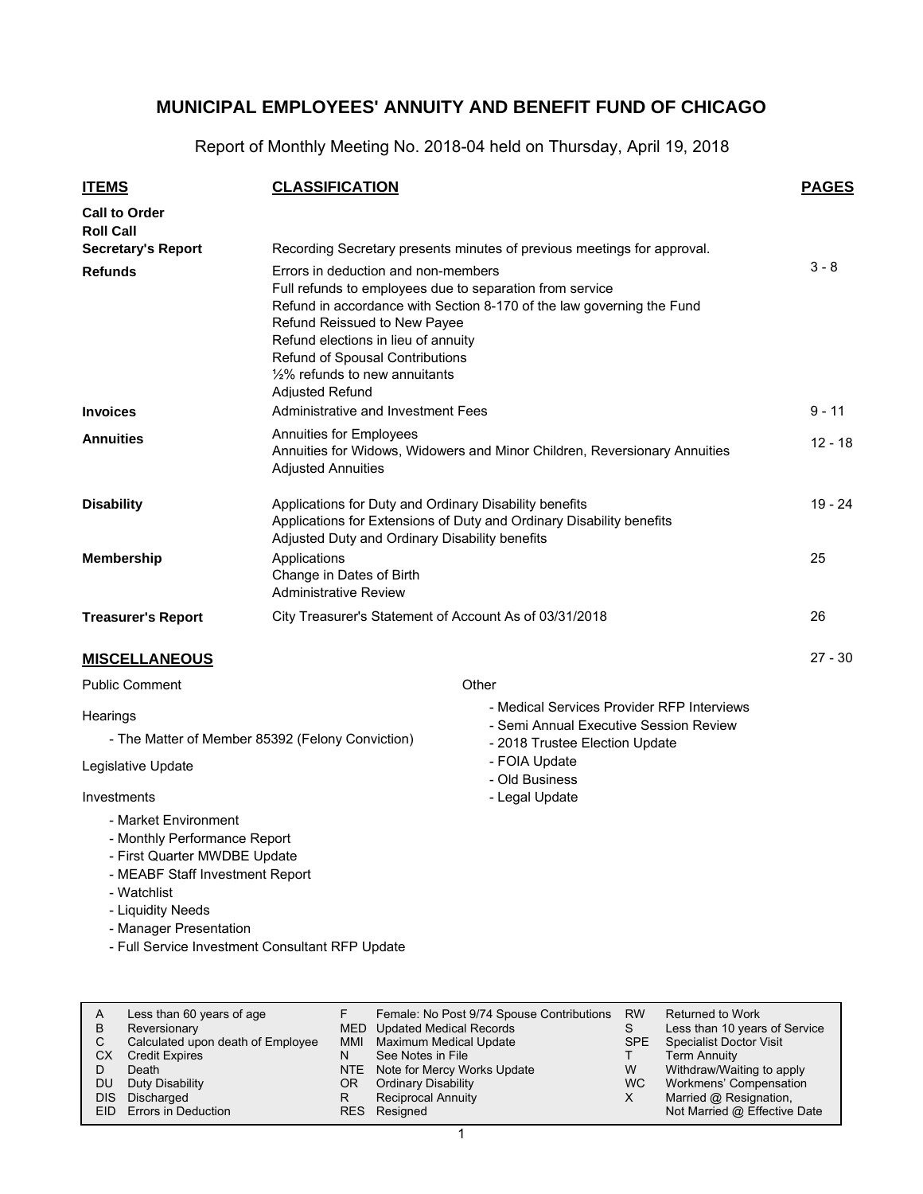# MUNICIPAL EMPLOYEES' ANNUITY AND BENEFIT FUND OF CHICAGO

Report of Monthly Meeting No. 2018-04 held on Thursday, April 19, 2018

| ITEMS | CLASSIFICATION | PAGES |
|---|---|---|
| **Call to Order** | | |
| **Roll Call** | | |
| **Secretary's Report** | Recording Secretary presents minutes of previous meetings for approval. | |
| **Refunds** | Errors in deduction and non-members<br>Full refunds to employees due to separation from service<br>Refund in accordance with Section 8-170 of the law governing the Fund<br>Refund Reissued to New Payee<br>Refund elections in lieu of annuity<br>Refund of Spousal Contributions<br>½% refunds to new annuitants<br>Adjusted Refund | 3 - 8 |
| **Invoices** | Administrative and Investment Fees | 9 - 11 |
| **Annuities** | Annuities for Employees<br>Annuities for Widows, Widowers and Minor Children, Reversionary Annuities<br>Adjusted Annuities | 12 - 18 |
| **Disability** | Applications for Duty and Ordinary Disability benefits<br>Applications for Extensions of Duty and Ordinary Disability benefits<br>Adjusted Duty and Ordinary Disability benefits | 19 - 24 |
| **Membership** | Applications<br>Change in Dates of Birth<br>Administrative Review | 25 |
| **Treasurer's Report** | City Treasurer's Statement of Account As of 03/31/2018 | 26 |

## MISCELLANEOUS 27 - 30

Public Comment

Hearings

- The Matter of Member 85392 (Felony Conviction)

Legislative Update

Investments

- Market Environment
- Monthly Performance Report
- First Quarter MWDBE Update
- MEABF Staff Investment Report
- Watchlist
- Liquidity Needs
- Manager Presentation
- Full Service Investment Consultant RFP Update

Other

- Medical Services Provider RFP Interviews
- Semi Annual Executive Session Review
- 2018 Trustee Election Update
- FOIA Update
- Old Business
- Legal Update

| | | | | | |
|---|---|---|---|---|---|
| A | Less than 60 years of age | F | Female: No Post 9/74 Spouse Contributions | RW | Returned to Work |
| B | Reversionary | MED | Updated Medical Records | S | Less than 10 years of Service |
| C | Calculated upon death of Employee | MMI | Maximum Medical Update | SPE | Specialist Doctor Visit |
| CX | Credit Expires | N | See Notes in File | T | Term Annuity |
| D | Death | NTE | Note for Mercy Works Update | W | Withdraw/Waiting to apply |
| DU | Duty Disability | OR | Ordinary Disability | WC | Workmens' Compensation |
| DIS | Discharged | R | Reciprocal Annuity | X | Married @ Resignation, Not Married @ Effective Date |
| EID | Errors in Deduction | RES | Resigned | | |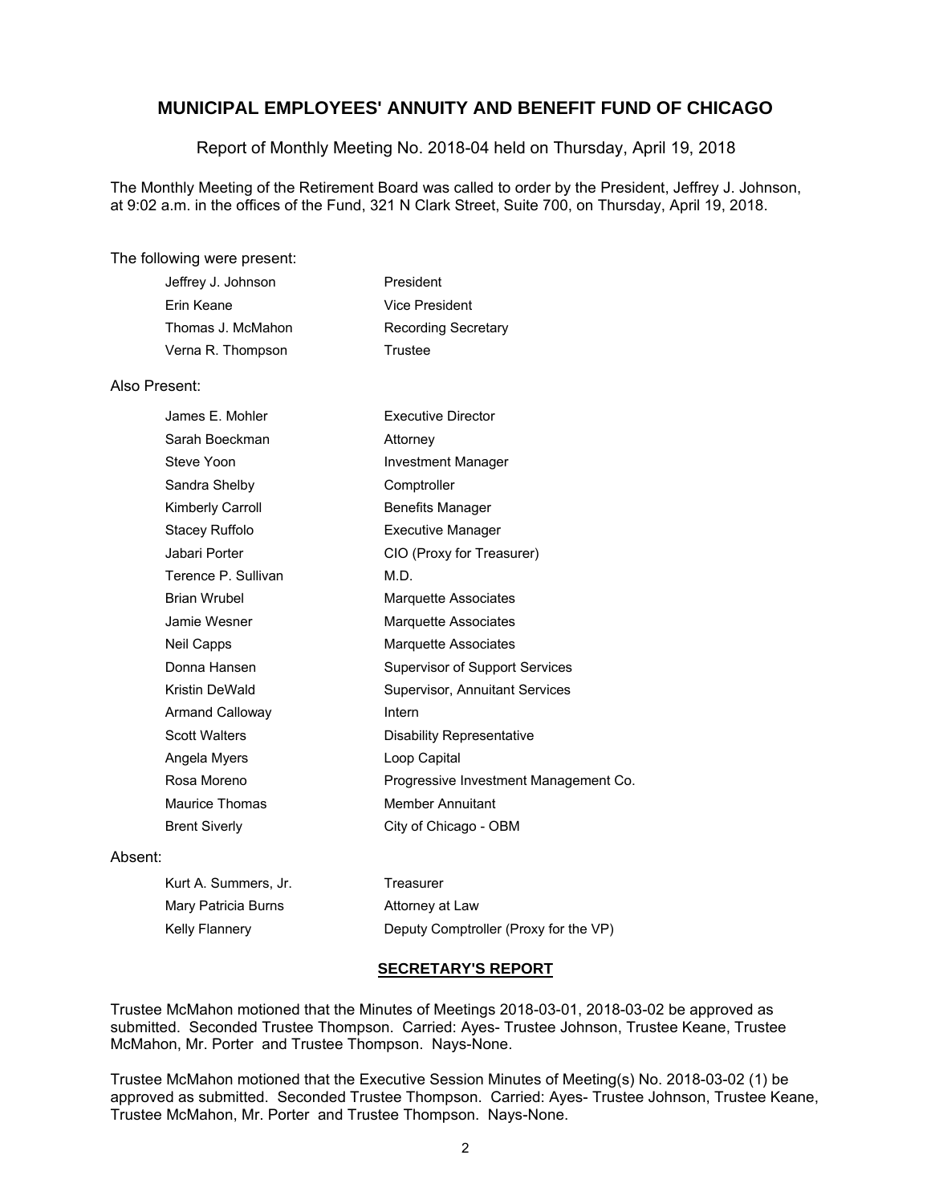# MUNICIPAL EMPLOYEES' ANNUITY AND BENEFIT FUND OF CHICAGO

Report of Monthly Meeting No. 2018-04 held on Thursday, April 19, 2018

The Monthly Meeting of the Retirement Board was called to order by the President, Jeffrey J. Johnson, at 9:02 a.m. in the offices of the Fund, 321 N Clark Street, Suite 700, on Thursday, April 19, 2018.

The following were present:

| | |
|---|---|
| Jeffrey J. Johnson | President |
| Erin Keane | Vice President |
| Thomas J. McMahon | Recording Secretary |
| Verna R. Thompson | Trustee |

Also Present:

| | |
|---|---|
| James E. Mohler | Executive Director |
| Sarah Boeckman | Attorney |
| Steve Yoon | Investment Manager |
| Sandra Shelby | Comptroller |
| Kimberly Carroll | Benefits Manager |
| Stacey Ruffolo | Executive Manager |
| Jabari Porter | CIO (Proxy for Treasurer) |
| Terence P. Sullivan | M.D. |
| Brian Wrubel | Marquette Associates |
| Jamie Wesner | Marquette Associates |
| Neil Capps | Marquette Associates |
| Donna Hansen | Supervisor of Support Services |
| Kristin DeWald | Supervisor, Annuitant Services |
| Armand Calloway | Intern |
| Scott Walters | Disability Representative |
| Angela Myers | Loop Capital |
| Rosa Moreno | Progressive Investment Management Co. |
| Maurice Thomas | Member Annuitant |
| Brent Siverly | City of Chicago - OBM |

Absent:

| | |
|---|---|
| Kurt A. Summers, Jr. | Treasurer |
| Mary Patricia Burns | Attorney at Law |
| Kelly Flannery | Deputy Comptroller (Proxy for the VP) |

## SECRETARY'S REPORT

Trustee McMahon motioned that the Minutes of Meetings 2018-03-01, 2018-03-02 be approved as submitted. Seconded Trustee Thompson. Carried: Ayes- Trustee Johnson, Trustee Keane, Trustee McMahon, Mr. Porter and Trustee Thompson. Nays-None.

Trustee McMahon motioned that the Executive Session Minutes of Meeting(s) No. 2018-03-02 (1) be approved as submitted. Seconded Trustee Thompson. Carried: Ayes- Trustee Johnson, Trustee Keane, Trustee McMahon, Mr. Porter and Trustee Thompson. Nays-None.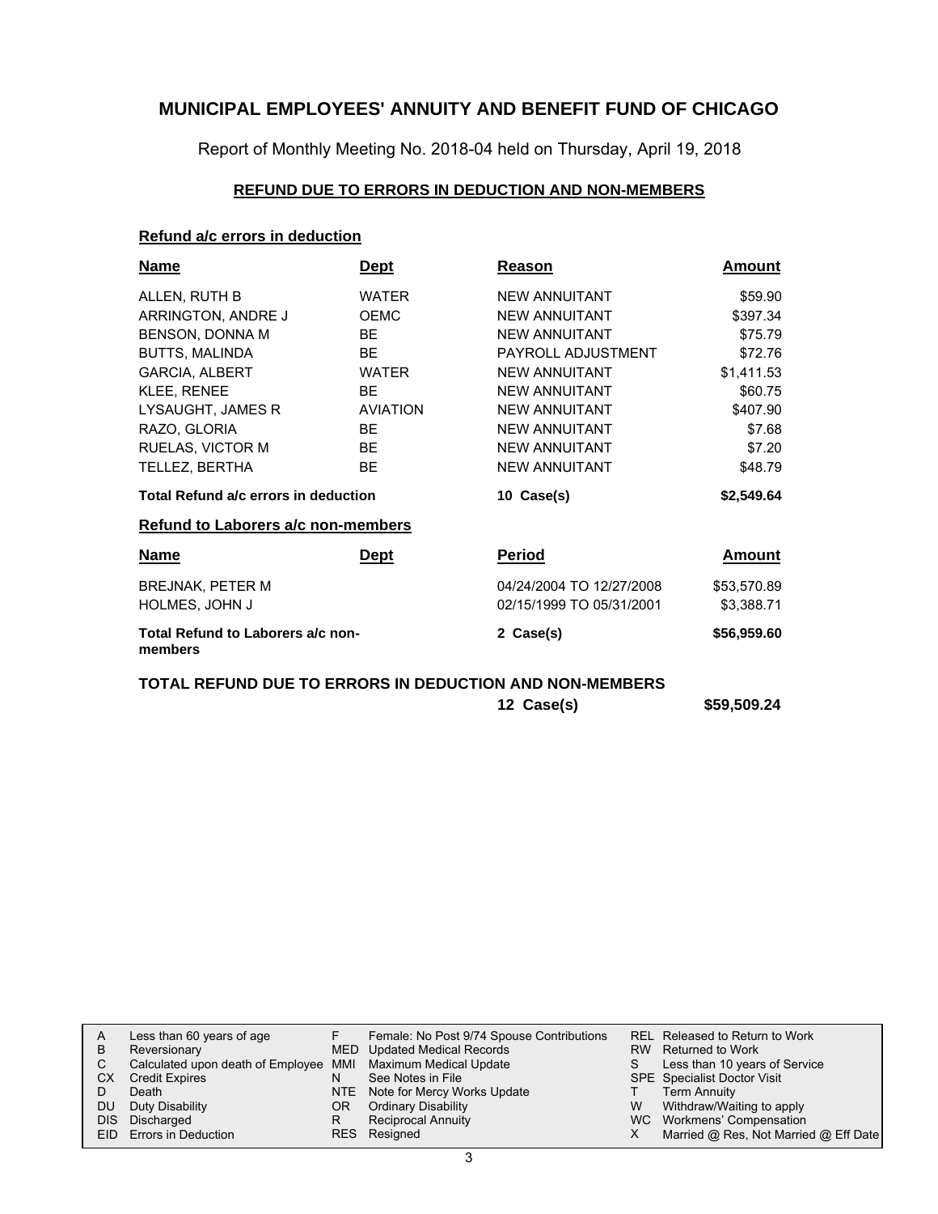# MUNICIPAL EMPLOYEES' ANNUITY AND BENEFIT FUND OF CHICAGO

Report of Monthly Meeting No. 2018-04 held on Thursday, April 19, 2018

## REFUND DUE TO ERRORS IN DEDUCTION AND NON-MEMBERS

### Refund a/c errors in deduction

| Name | Dept | Reason | Amount |
|---|---|---|---|
| ALLEN, RUTH B | WATER | NEW ANNUITANT | $59.90 |
| ARRINGTON, ANDRE J | OEMC | NEW ANNUITANT | $397.34 |
| BENSON, DONNA M | BE | NEW ANNUITANT | $75.79 |
| BUTTS, MALINDA | BE | PAYROLL ADJUSTMENT | $72.76 |
| GARCIA, ALBERT | WATER | NEW ANNUITANT | $1,411.53 |
| KLEE, RENEE | BE | NEW ANNUITANT | $60.75 |
| LYSAUGHT, JAMES R | AVIATION | NEW ANNUITANT | $407.90 |
| RAZO, GLORIA | BE | NEW ANNUITANT | $7.68 |
| RUELAS, VICTOR M | BE | NEW ANNUITANT | $7.20 |
| TELLEZ, BERTHA | BE | NEW ANNUITANT | $48.79 |
| **Total Refund a/c errors in deduction** | | **10 Case(s)** | **$2,549.64** |

### Refund to Laborers a/c non-members

| Name | Dept | Period | Amount |
|---|---|---|---|
| BREJNAK, PETER M | | 04/24/2004 TO 12/27/2008 | $53,570.89 |
| HOLMES, JOHN J | | 02/15/1999 TO 05/31/2001 | $3,388.71 |
| **Total Refund to Laborers a/c non-members** | | **2 Case(s)** | **$56,959.60** |

**TOTAL REFUND DUE TO ERRORS IN DEDUCTION AND NON-MEMBERS** **12 Case(s)** **$59,509.24**

| | | | | | |
|---|---|---|---|---|---|
| A | Less than 60 years of age | F | Female: No Post 9/74 Spouse Contributions | REL | Released to Return to Work |
| B | Reversionary | MED | Updated Medical Records | RW | Returned to Work |
| C | Calculated upon death of Employee | MMI | Maximum Medical Update | S | Less than 10 years of Service |
| CX | Credit Expires | N | See Notes in File | SPE | Specialist Doctor Visit |
| D | Death | NTE | Note for Mercy Works Update | T | Term Annuity |
| DU | Duty Disability | OR | Ordinary Disability | W | Withdraw/Waiting to apply |
| DIS | Discharged | R | Reciprocal Annuity | WC | Workmens' Compensation |
| EID | Errors in Deduction | RES | Resigned | X | Married @ Res, Not Married @ Eff Date |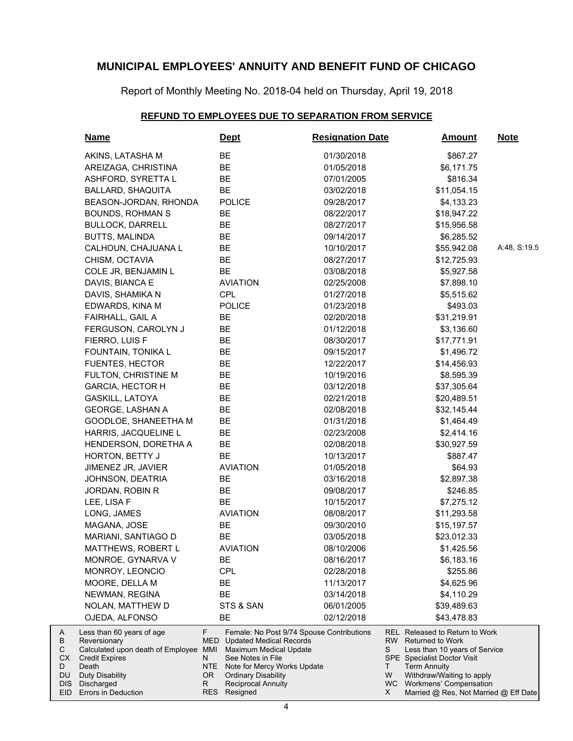# MUNICIPAL EMPLOYEES' ANNUITY AND BENEFIT FUND OF CHICAGO

Report of Monthly Meeting No. 2018-04 held on Thursday, April 19, 2018

## REFUND TO EMPLOYEES DUE TO SEPARATION FROM SERVICE

| Name | Dept | Resignation Date | Amount | Note |
|---|---|---|---|---|
| AKINS, LATASHA M | BE | 01/30/2018 | $867.27 | |
| AREIZAGA, CHRISTINA | BE | 01/05/2018 | $6,171.75 | |
| ASHFORD, SYRETTA L | BE | 07/01/2005 | $816.34 | |
| BALLARD, SHAQUITA | BE | 03/02/2018 | $11,054.15 | |
| BEASON-JORDAN, RHONDA | POLICE | 09/28/2017 | $4,133.23 | |
| BOUNDS, ROHMAN S | BE | 08/22/2017 | $18,947.22 | |
| BULLOCK, DARRELL | BE | 08/27/2017 | $15,956.58 | |
| BUTTS, MALINDA | BE | 09/14/2017 | $6,285.52 | |
| CALHOUN, CHAJUANA L | BE | 10/10/2017 | $55,942.08 | A:48, S:19.5 |
| CHISM, OCTAVIA | BE | 08/27/2017 | $12,725.93 | |
| COLE JR, BENJAMIN L | BE | 03/08/2018 | $5,927.58 | |
| DAVIS, BIANCA E | AVIATION | 02/25/2008 | $7,898.10 | |
| DAVIS, SHAMIKA N | CPL | 01/27/2018 | $5,515.62 | |
| EDWARDS, KINA M | POLICE | 01/23/2018 | $493.03 | |
| FAIRHALL, GAIL A | BE | 02/20/2018 | $31,219.91 | |
| FERGUSON, CAROLYN J | BE | 01/12/2018 | $3,136.60 | |
| FIERRO, LUIS F | BE | 08/30/2017 | $17,771.91 | |
| FOUNTAIN, TONIKA L | BE | 09/15/2017 | $1,496.72 | |
| FUENTES, HECTOR | BE | 12/22/2017 | $14,456.93 | |
| FULTON, CHRISTINE M | BE | 10/19/2016 | $8,595.39 | |
| GARCIA, HECTOR H | BE | 03/12/2018 | $37,305.64 | |
| GASKILL, LATOYA | BE | 02/21/2018 | $20,489.51 | |
| GEORGE, LASHAN A | BE | 02/08/2018 | $32,145.44 | |
| GOODLOE, SHANEETHA M | BE | 01/31/2018 | $1,464.49 | |
| HARRIS, JACQUELINE L | BE | 02/23/2008 | $2,414.16 | |
| HENDERSON, DORETHA A | BE | 02/08/2018 | $30,927.59 | |
| HORTON, BETTY J | BE | 10/13/2017 | $887.47 | |
| JIMENEZ JR, JAVIER | AVIATION | 01/05/2018 | $64.93 | |
| JOHNSON, DEATRIA | BE | 03/16/2018 | $2,897.38 | |
| JORDAN, ROBIN R | BE | 09/08/2017 | $246.85 | |
| LEE, LISA F | BE | 10/15/2017 | $7,275.12 | |
| LONG, JAMES | AVIATION | 08/08/2017 | $11,293.58 | |
| MAGANA, JOSE | BE | 09/30/2010 | $15,197.57 | |
| MARIANI, SANTIAGO D | BE | 03/05/2018 | $23,012.33 | |
| MATTHEWS, ROBERT L | AVIATION | 08/10/2006 | $1,425.56 | |
| MONROE, GYNARVA V | BE | 08/16/2017 | $6,183.16 | |
| MONROY, LEONCIO | CPL | 02/28/2018 | $255.86 | |
| MOORE, DELLA M | BE | 11/13/2017 | $4,625.96 | |
| NEWMAN, REGINA | BE | 03/14/2018 | $4,110.29 | |
| NOLAN, MATTHEW D | STS & SAN | 06/01/2005 | $39,489.63 | |
| OJEDA, ALFONSO | BE | 02/12/2018 | $43,478.83 | |

| | | | | | |
|---|---|---|---|---|---|
| A | Less than 60 years of age | F | Female: No Post 9/74 Spouse Contributions | REL | Released to Return to Work |
| B | Reversionary | MED | Updated Medical Records | RW | Returned to Work |
| C | Calculated upon death of Employee | MMI | Maximum Medical Update | S | Less than 10 years of Service |
| CX | Credit Expires | N | See Notes in File | SPE | Specialist Doctor Visit |
| D | Death | NTE | Note for Mercy Works Update | T | Term Annuity |
| DU | Duty Disability | OR | Ordinary Disability | W | Withdraw/Waiting to apply |
| DIS | Discharged | R | Reciprocal Annuity | WC | Workmens' Compensation |
| EID | Errors in Deduction | RES | Resigned | X | Married @ Res, Not Married @ Eff Date |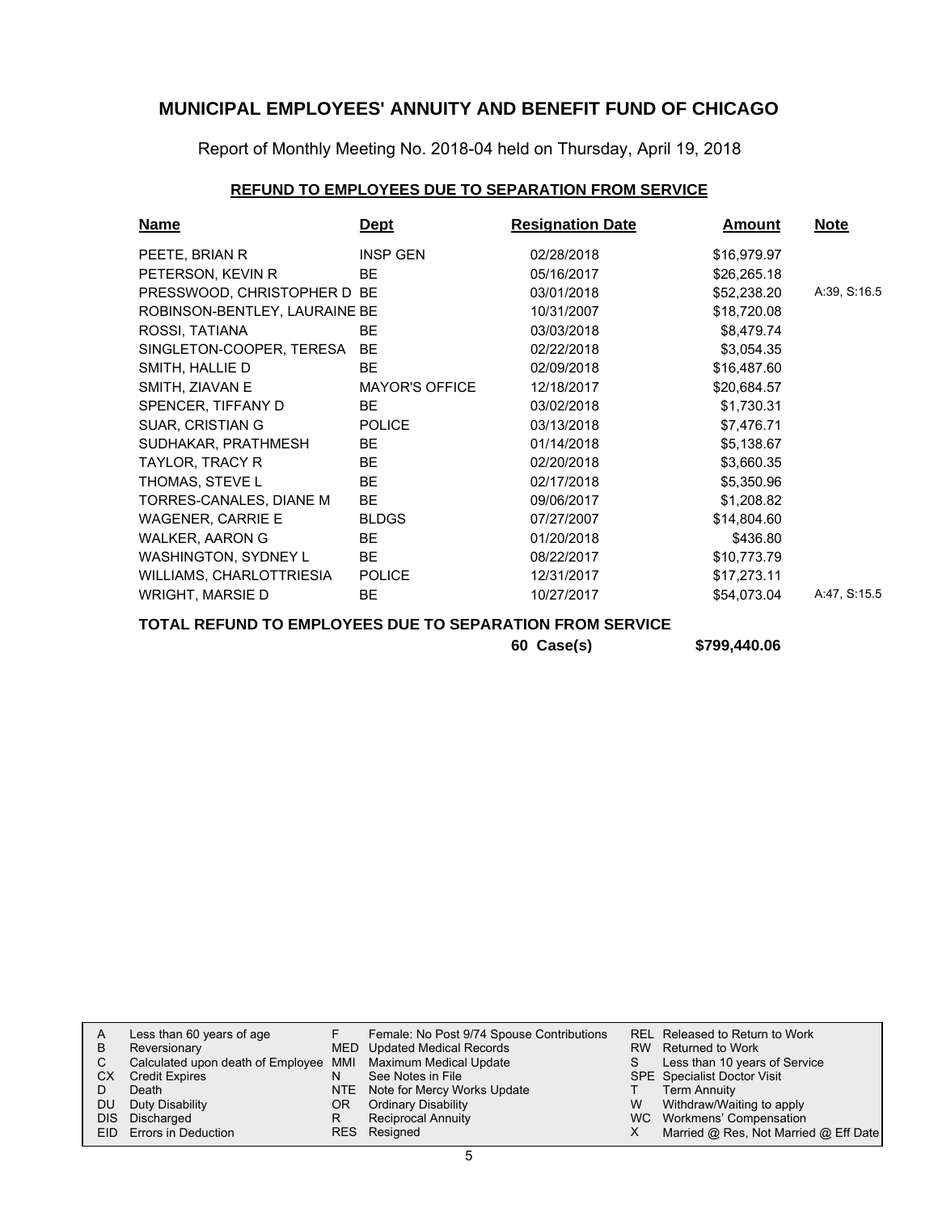# MUNICIPAL EMPLOYEES' ANNUITY AND BENEFIT FUND OF CHICAGO

Report of Monthly Meeting No. 2018-04 held on Thursday, April 19, 2018

## REFUND TO EMPLOYEES DUE TO SEPARATION FROM SERVICE

| Name | Dept | Resignation Date | Amount | Note |
|---|---|---|---|---|
| PEETE, BRIAN R | INSP GEN | 02/28/2018 | $16,979.97 | |
| PETERSON, KEVIN R | BE | 05/16/2017 | $26,265.18 | |
| PRESSWOOD, CHRISTOPHER D | BE | 03/01/2018 | $52,238.20 | A:39, S:16.5 |
| ROBINSON-BENTLEY, LAURAINE | BE | 10/31/2007 | $18,720.08 | |
| ROSSI, TATIANA | BE | 03/03/2018 | $8,479.74 | |
| SINGLETON-COOPER, TERESA | BE | 02/22/2018 | $3,054.35 | |
| SMITH, HALLIE D | BE | 02/09/2018 | $16,487.60 | |
| SMITH, ZIAVAN E | MAYOR'S OFFICE | 12/18/2017 | $20,684.57 | |
| SPENCER, TIFFANY D | BE | 03/02/2018 | $1,730.31 | |
| SUAR, CRISTIAN G | POLICE | 03/13/2018 | $7,476.71 | |
| SUDHAKAR, PRATHMESH | BE | 01/14/2018 | $5,138.67 | |
| TAYLOR, TRACY R | BE | 02/20/2018 | $3,660.35 | |
| THOMAS, STEVE L | BE | 02/17/2018 | $5,350.96 | |
| TORRES-CANALES, DIANE M | BE | 09/06/2017 | $1,208.82 | |
| WAGENER, CARRIE E | BLDGS | 07/27/2007 | $14,804.60 | |
| WALKER, AARON G | BE | 01/20/2018 | $436.80 | |
| WASHINGTON, SYDNEY L | BE | 08/22/2017 | $10,773.79 | |
| WILLIAMS, CHARLOTTRIESIA | POLICE | 12/31/2017 | $17,273.11 | |
| WRIGHT, MARSIE D | BE | 10/27/2017 | $54,073.04 | A:47, S:15.5 |

**TOTAL REFUND TO EMPLOYEES DUE TO SEPARATION FROM SERVICE**

**60 Case(s) $799,440.06**

| | | | | | |
|---|---|---|---|---|---|
| A | Less than 60 years of age | F | Female: No Post 9/74 Spouse Contributions | REL | Released to Return to Work |
| B | Reversionary | MED | Updated Medical Records | RW | Returned to Work |
| C | Calculated upon death of Employee | MMI | Maximum Medical Update | S | Less than 10 years of Service |
| CX | Credit Expires | N | See Notes in File | SPE | Specialist Doctor Visit |
| D | Death | NTE | Note for Mercy Works Update | T | Term Annuity |
| DU | Duty Disability | OR | Ordinary Disability | W | Withdraw/Waiting to apply |
| DIS | Discharged | R | Reciprocal Annuity | WC | Workmens' Compensation |
| EID | Errors in Deduction | RES | Resigned | X | Married @ Res, Not Married @ Eff Date |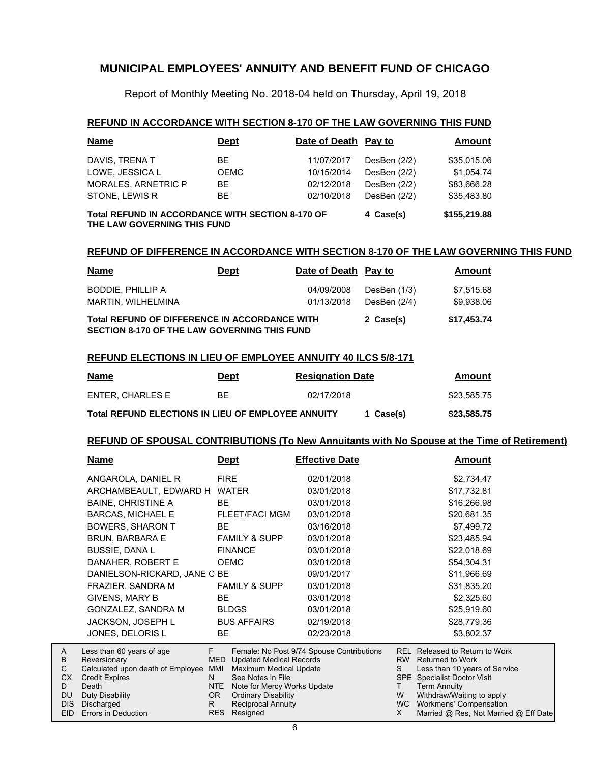# MUNICIPAL EMPLOYEES' ANNUITY AND BENEFIT FUND OF CHICAGO

Report of Monthly Meeting No. 2018-04 held on Thursday, April 19, 2018

## REFUND IN ACCORDANCE WITH SECTION 8-170 OF THE LAW GOVERNING THIS FUND

| Name | Dept | Date of Death | Pay to | Amount |
|---|---|---|---|---|
| DAVIS, TRENA T | BE | 11/07/2017 | DesBen (2/2) | $35,015.06 |
| LOWE, JESSICA L | OEMC | 10/15/2014 | DesBen (2/2) | $1,054.74 |
| MORALES, ARNETRIC P | BE | 02/12/2018 | DesBen (2/2) | $83,666.28 |
| STONE, LEWIS R | BE | 02/10/2018 | DesBen (2/2) | $35,483.80 |
| **Total REFUND IN ACCORDANCE WITH SECTION 8-170 OF THE LAW GOVERNING THIS FUND** | | | **4 Case(s)** | **$155,219.88** |

## REFUND OF DIFFERENCE IN ACCORDANCE WITH SECTION 8-170 OF THE LAW GOVERNING THIS FUND

| Name | Dept | Date of Death | Pay to | Amount |
|---|---|---|---|---|
| BODDIE, PHILLIP A | | 04/09/2008 | DesBen (1/3) | $7,515.68 |
| MARTIN, WILHELMINA | | 01/13/2018 | DesBen (2/4) | $9,938.06 |
| **Total REFUND OF DIFFERENCE IN ACCORDANCE WITH SECTION 8-170 OF THE LAW GOVERNING THIS FUND** | | | **2 Case(s)** | **$17,453.74** |

## REFUND ELECTIONS IN LIEU OF EMPLOYEE ANNUITY 40 ILCS 5/8-171

| Name | Dept | Resignation Date | | Amount |
|---|---|---|---|---|
| ENTER, CHARLES E | BE | 02/17/2018 | | $23,585.75 |
| **Total REFUND ELECTIONS IN LIEU OF EMPLOYEE ANNUITY** | | | **1 Case(s)** | **$23,585.75** |

## REFUND OF SPOUSAL CONTRIBUTIONS (To New Annuitants with No Spouse at the Time of Retirement)

| Name | Dept | Effective Date | Amount |
|---|---|---|---|
| ANGAROLA, DANIEL R | FIRE | 02/01/2018 | $2,734.47 |
| ARCHAMBEAULT, EDWARD H | WATER | 03/01/2018 | $17,732.81 |
| BAINE, CHRISTINE A | BE | 03/01/2018 | $16,266.98 |
| BARCAS, MICHAEL E | FLEET/FACI MGM | 03/01/2018 | $20,681.35 |
| BOWERS, SHARON T | BE | 03/16/2018 | $7,499.72 |
| BRUN, BARBARA E | FAMILY & SUPP | 03/01/2018 | $23,485.94 |
| BUSSIE, DANA L | FINANCE | 03/01/2018 | $22,018.69 |
| DANAHER, ROBERT E | OEMC | 03/01/2018 | $54,304.31 |
| DANIELSON-RICKARD, JANE C | BE | 09/01/2017 | $11,966.69 |
| FRAZIER, SANDRA M | FAMILY & SUPP | 03/01/2018 | $31,835.20 |
| GIVENS, MARY B | BE | 03/01/2018 | $2,325.60 |
| GONZALEZ, SANDRA M | BLDGS | 03/01/2018 | $25,919.60 |
| JACKSON, JOSEPH L | BUS AFFAIRS | 02/19/2018 | $28,779.36 |
| JONES, DELORIS L | BE | 02/23/2018 | $3,802.37 |

| Code | Description | Code | Description | Code | Description |
|---|---|---|---|---|---|
| A | Less than 60 years of age | F | Female: No Post 9/74 Spouse Contributions | REL | Released to Return to Work |
| B | Reversionary | MED | Updated Medical Records | RW | Returned to Work |
| C | Calculated upon death of Employee | MMI | Maximum Medical Update | S | Less than 10 years of Service |
| CX | Credit Expires | N | See Notes in File | SPE | Specialist Doctor Visit |
| D | Death | NTE | Note for Mercy Works Update | T | Term Annuity |
| DU | Duty Disability | OR | Ordinary Disability | W | Withdraw/Waiting to apply |
| DIS | Discharged | R | Reciprocal Annuity | WC | Workmens' Compensation |
| EID | Errors in Deduction | RES | Resigned | X | Married @ Res, Not Married @ Eff Date |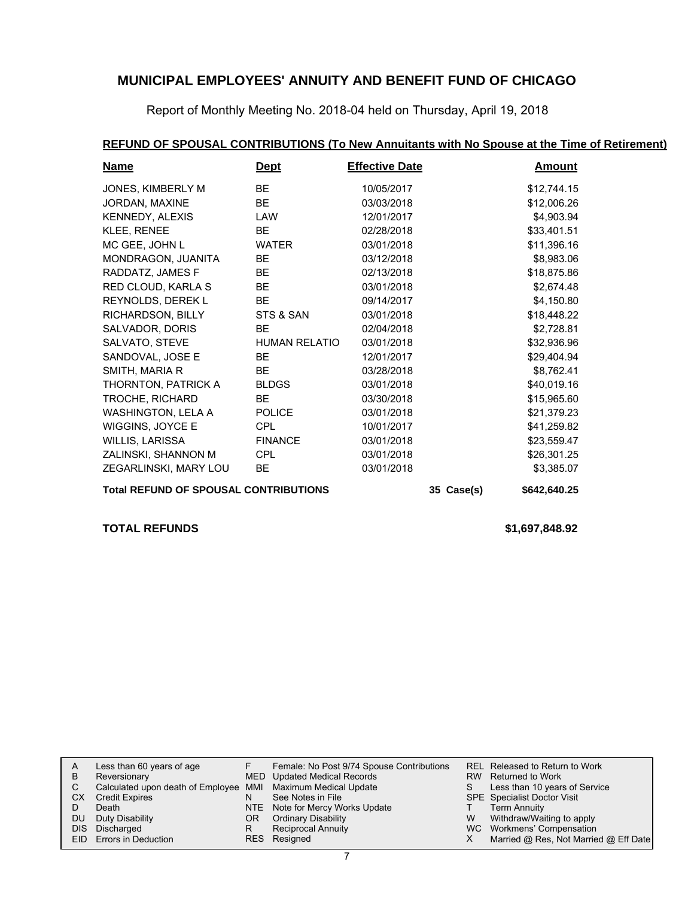# MUNICIPAL EMPLOYEES' ANNUITY AND BENEFIT FUND OF CHICAGO

Report of Monthly Meeting No. 2018-04 held on Thursday, April 19, 2018

## REFUND OF SPOUSAL CONTRIBUTIONS (To New Annuitants with No Spouse at the Time of Retirement)

| Name | Dept | Effective Date | | Amount |
|---|---|---|---|---|
| JONES, KIMBERLY M | BE | 10/05/2017 | | $12,744.15 |
| JORDAN, MAXINE | BE | 03/03/2018 | | $12,006.26 |
| KENNEDY, ALEXIS | LAW | 12/01/2017 | | $4,903.94 |
| KLEE, RENEE | BE | 02/28/2018 | | $33,401.51 |
| MC GEE, JOHN L | WATER | 03/01/2018 | | $11,396.16 |
| MONDRAGON, JUANITA | BE | 03/12/2018 | | $8,983.06 |
| RADDATZ, JAMES F | BE | 02/13/2018 | | $18,875.86 |
| RED CLOUD, KARLA S | BE | 03/01/2018 | | $2,674.48 |
| REYNOLDS, DEREK L | BE | 09/14/2017 | | $4,150.80 |
| RICHARDSON, BILLY | STS & SAN | 03/01/2018 | | $18,448.22 |
| SALVADOR, DORIS | BE | 02/04/2018 | | $2,728.81 |
| SALVATO, STEVE | HUMAN RELATIO | 03/01/2018 | | $32,936.96 |
| SANDOVAL, JOSE E | BE | 12/01/2017 | | $29,404.94 |
| SMITH, MARIA R | BE | 03/28/2018 | | $8,762.41 |
| THORNTON, PATRICK A | BLDGS | 03/01/2018 | | $40,019.16 |
| TROCHE, RICHARD | BE | 03/30/2018 | | $15,965.60 |
| WASHINGTON, LELA A | POLICE | 03/01/2018 | | $21,379.23 |
| WIGGINS, JOYCE E | CPL | 10/01/2017 | | $41,259.82 |
| WILLIS, LARISSA | FINANCE | 03/01/2018 | | $23,559.47 |
| ZALINSKI, SHANNON M | CPL | 03/01/2018 | | $26,301.25 |
| ZEGARLINSKI, MARY LOU | BE | 03/01/2018 | | $3,385.07 |
| **Total REFUND OF SPOUSAL CONTRIBUTIONS** | | | **35 Case(s)** | **$642,640.25** |

**TOTAL REFUNDS** **$1,697,848.92**

| | | | | | |
|---|---|---|---|---|---|
| A | Less than 60 years of age | F | Female: No Post 9/74 Spouse Contributions | REL | Released to Return to Work |
| B | Reversionary | MED | Updated Medical Records | RW | Returned to Work |
| C | Calculated upon death of Employee | MMI | Maximum Medical Update | S | Less than 10 years of Service |
| CX | Credit Expires | N | See Notes in File | SPE | Specialist Doctor Visit |
| D | Death | NTE | Note for Mercy Works Update | T | Term Annuity |
| DU | Duty Disability | OR | Ordinary Disability | W | Withdraw/Waiting to apply |
| DIS | Discharged | R | Reciprocal Annuity | WC | Workmens' Compensation |
| EID | Errors in Deduction | RES | Resigned | X | Married @ Res, Not Married @ Eff Date |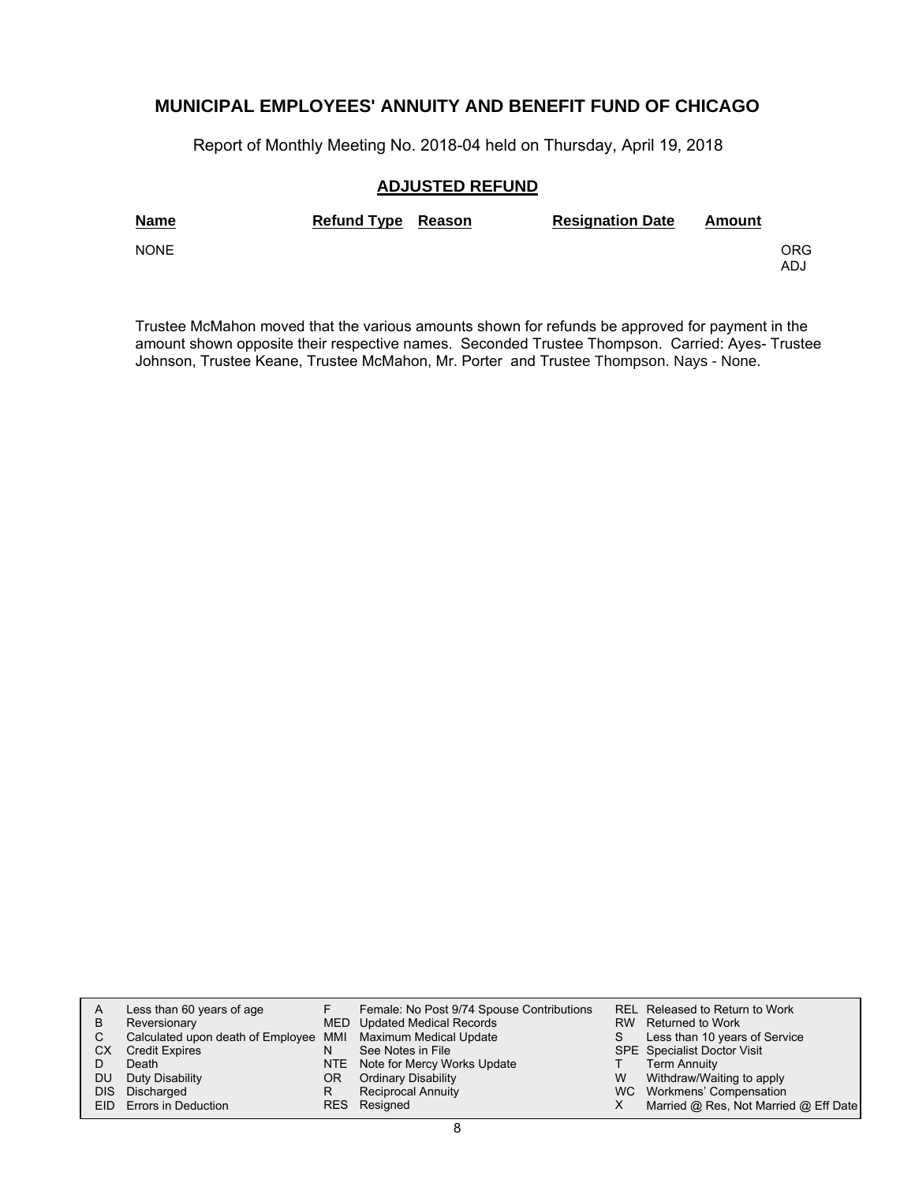# MUNICIPAL EMPLOYEES' ANNUITY AND BENEFIT FUND OF CHICAGO

Report of Monthly Meeting No. 2018-04 held on Thursday, April 19, 2018

## ADJUSTED REFUND

| Name | Refund Type | Reason | Resignation Date | Amount | |
|---|---|---|---|---|---|
| NONE | | | | | ORG ADJ |

Trustee McMahon moved that the various amounts shown for refunds be approved for payment in the amount shown opposite their respective names. Seconded Trustee Thompson. Carried: Ayes- Trustee Johnson, Trustee Keane, Trustee McMahon, Mr. Porter and Trustee Thompson. Nays - None.

| | | | | | |
|---|---|---|---|---|---|
| A | Less than 60 years of age | F | Female: No Post 9/74 Spouse Contributions | REL | Released to Return to Work |
| B | Reversionary | MED | Updated Medical Records | RW | Returned to Work |
| C | Calculated upon death of Employee | MMI | Maximum Medical Update | S | Less than 10 years of Service |
| CX | Credit Expires | N | See Notes in File | SPE | Specialist Doctor Visit |
| D | Death | NTE | Note for Mercy Works Update | T | Term Annuity |
| DU | Duty Disability | OR | Ordinary Disability | W | Withdraw/Waiting to apply |
| DIS | Discharged | R | Reciprocal Annuity | WC | Workmens' Compensation |
| EID | Errors in Deduction | RES | Resigned | X | Married @ Res, Not Married @ Eff Date |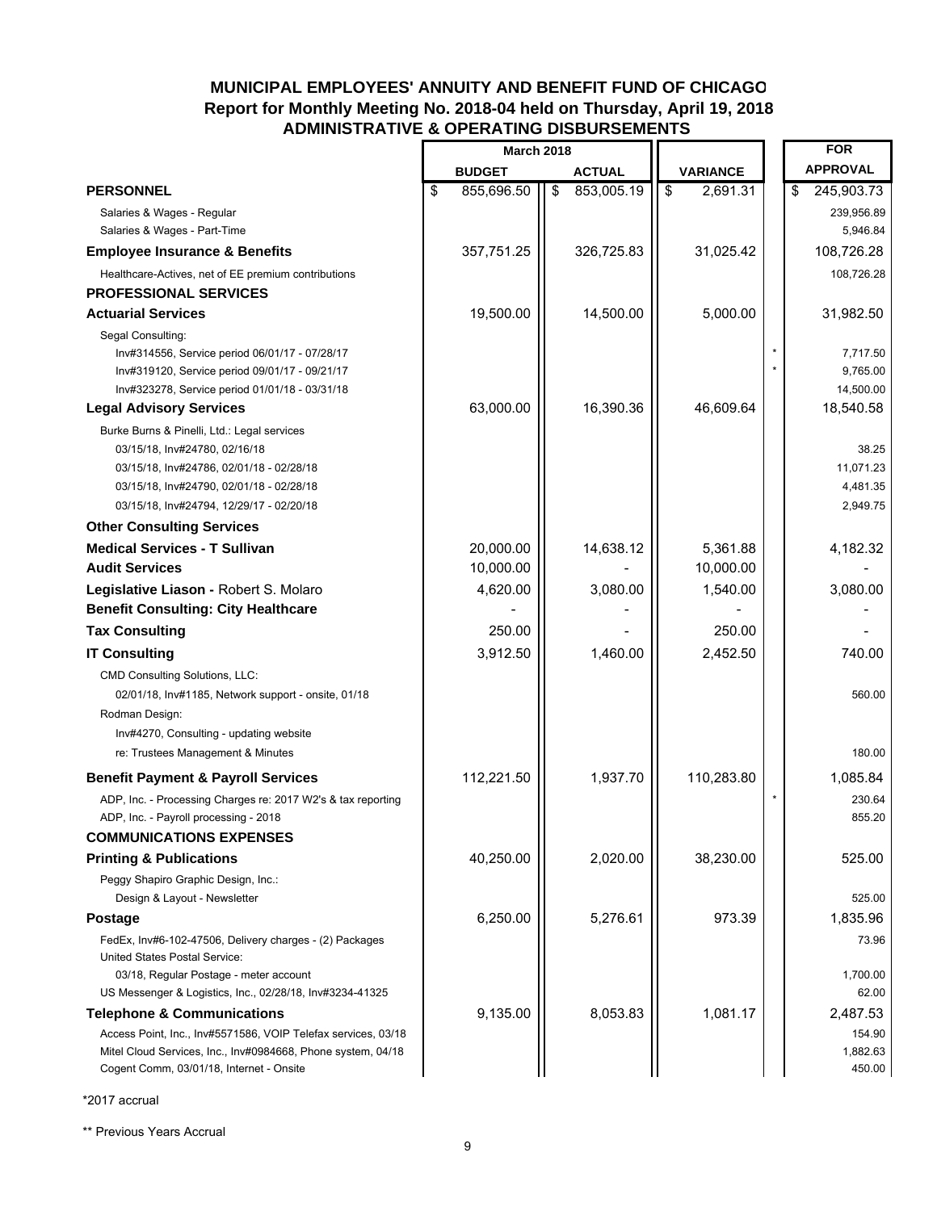# MUNICIPAL EMPLOYEES' ANNUITY AND BENEFIT FUND OF CHICAGO
## Report for Monthly Meeting No. 2018-04 held on Thursday, April 19, 2018
## ADMINISTRATIVE & OPERATING DISBURSEMENTS

| | March 2018 | | | | FOR |
|---|---|---|---|---|---|
| | BUDGET | ACTUAL | VARIANCE | | APPROVAL |
| **PERSONNEL** | $ 855,696.50 | $ 853,005.19 | $ 2,691.31 | | $ 245,903.73 |
| Salaries & Wages - Regular | | | | | 239,956.89 |
| Salaries & Wages - Part-Time | | | | | 5,946.84 |
| **Employee Insurance & Benefits** | 357,751.25 | 326,725.83 | 31,025.42 | | 108,726.28 |
| Healthcare-Actives, net of EE premium contributions | | | | | 108,726.28 |
| **PROFESSIONAL SERVICES** | | | | | |
| **Actuarial Services** | 19,500.00 | 14,500.00 | 5,000.00 | | 31,982.50 |
| Segal Consulting: | | | | | |
| Inv#314556, Service period 06/01/17 - 07/28/17 | | | | * | 7,717.50 |
| Inv#319120, Service period 09/01/17 - 09/21/17 | | | | * | 9,765.00 |
| Inv#323278, Service period 01/01/18 - 03/31/18 | | | | | 14,500.00 |
| **Legal Advisory Services** | 63,000.00 | 16,390.36 | 46,609.64 | | 18,540.58 |
| Burke Burns & Pinelli, Ltd.: Legal services | | | | | |
| 03/15/18, Inv#24780, 02/16/18 | | | | | 38.25 |
| 03/15/18, Inv#24786, 02/01/18 - 02/28/18 | | | | | 11,071.23 |
| 03/15/18, Inv#24790, 02/01/18 - 02/28/18 | | | | | 4,481.35 |
| 03/15/18, Inv#24794, 12/29/17 - 02/20/18 | | | | | 2,949.75 |
| **Other Consulting Services** | | | | | |
| **Medical Services - T Sullivan** | 20,000.00 | 14,638.12 | 5,361.88 | | 4,182.32 |
| **Audit Services** | 10,000.00 | - | 10,000.00 | | - |
| **Legislative Liason -** Robert S. Molaro | 4,620.00 | 3,080.00 | 1,540.00 | | 3,080.00 |
| **Benefit Consulting: City Healthcare** | - | - | - | | - |
| **Tax Consulting** | 250.00 | - | 250.00 | | - |
| **IT Consulting** | 3,912.50 | 1,460.00 | 2,452.50 | | 740.00 |
| CMD Consulting Solutions, LLC: | | | | | |
| 02/01/18, Inv#1185, Network support - onsite, 01/18 | | | | | 560.00 |
| Rodman Design: | | | | | |
| Inv#4270, Consulting - updating website re: Trustees Management & Minutes | | | | | 180.00 |
| **Benefit Payment & Payroll Services** | 112,221.50 | 1,937.70 | 110,283.80 | | 1,085.84 |
| ADP, Inc. - Processing Charges re: 2017 W2's & tax reporting | | | | * | 230.64 |
| ADP, Inc. - Payroll processing - 2018 | | | | | 855.20 |
| **COMMUNICATIONS EXPENSES** | | | | | |
| **Printing & Publications** | 40,250.00 | 2,020.00 | 38,230.00 | | 525.00 |
| Peggy Shapiro Graphic Design, Inc.: | | | | | |
| Design & Layout - Newsletter | | | | | 525.00 |
| **Postage** | 6,250.00 | 5,276.61 | 973.39 | | 1,835.96 |
| FedEx, Inv#6-102-47506, Delivery charges - (2) Packages | | | | | 73.96 |
| United States Postal Service: | | | | | |
| 03/18, Regular Postage - meter account | | | | | 1,700.00 |
| US Messenger & Logistics, Inc., 02/28/18, Inv#3234-41325 | | | | | 62.00 |
| **Telephone & Communications** | 9,135.00 | 8,053.83 | 1,081.17 | | 2,487.53 |
| Access Point, Inc., Inv#5571586, VOIP Telefax services, 03/18 | | | | | 154.90 |
| Mitel Cloud Services, Inc., Inv#0984668, Phone system, 04/18 | | | | | 1,882.63 |
| Cogent Comm, 03/01/18, Internet - Onsite | | | | | 450.00 |

*2017 accrual

** Previous Years Accrual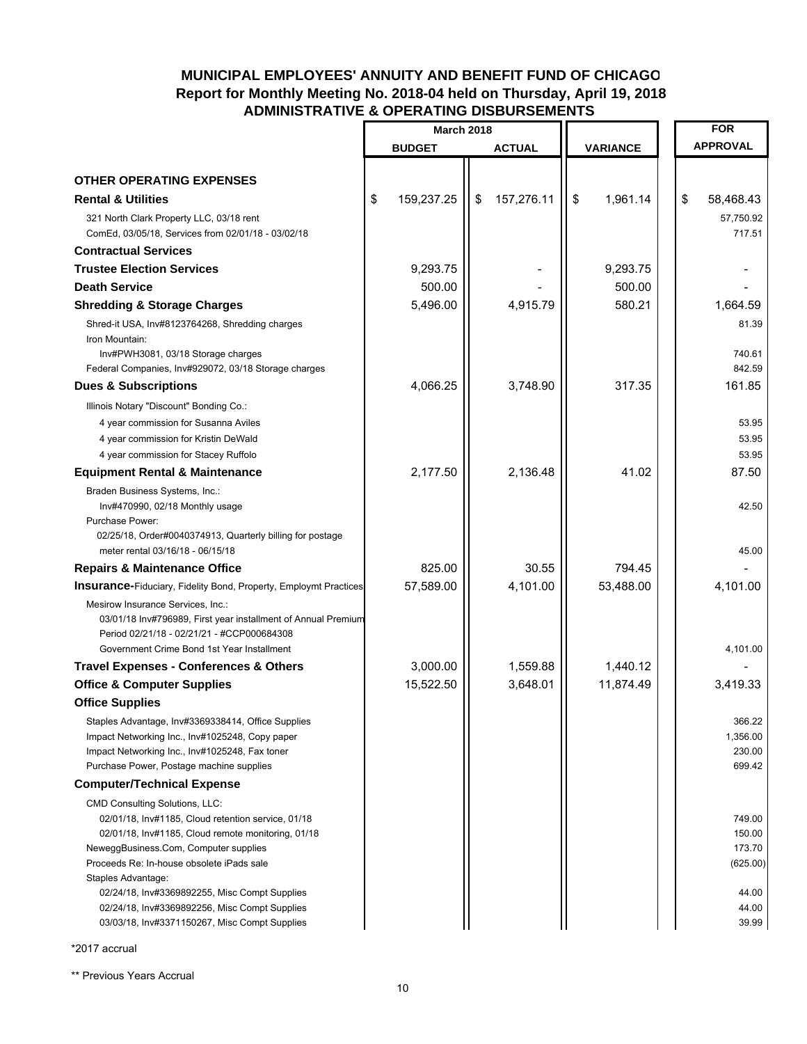# MUNICIPAL EMPLOYEES' ANNUITY AND BENEFIT FUND OF CHICAGO

## Report for Monthly Meeting No. 2018-04 held on Thursday, April 19, 2018

## ADMINISTRATIVE & OPERATING DISBURSEMENTS

| | March 2018 | | | FOR |
|---|---|---|---|---|
| | BUDGET | ACTUAL | VARIANCE | APPROVAL |
| **OTHER OPERATING EXPENSES** | | | | |
| **Rental & Utilities** | $ 159,237.25 | $ 157,276.11 | $ 1,961.14 | $ 58,468.43 |
| 321 North Clark Property LLC, 03/18 rent | | | | 57,750.92 |
| ComEd, 03/05/18, Services from 02/01/18 - 03/02/18 | | | | 717.51 |
| **Contractual Services** | | | | |
| **Trustee Election Services** | 9,293.75 | - | 9,293.75 | - |
| **Death Service** | 500.00 | - | 500.00 | - |
| **Shredding & Storage Charges** | 5,496.00 | 4,915.79 | 580.21 | 1,664.59 |
| Shred-it USA, Inv#8123764268, Shredding charges | | | | 81.39 |
| Iron Mountain: | | | | |
| Inv#PWH3081, 03/18 Storage charges | | | | 740.61 |
| Federal Companies, Inv#929072, 03/18 Storage charges | | | | 842.59 |
| **Dues & Subscriptions** | 4,066.25 | 3,748.90 | 317.35 | 161.85 |
| Illinois Notary "Discount" Bonding Co.: | | | | |
| 4 year commission for Susanna Aviles | | | | 53.95 |
| 4 year commission for Kristin DeWald | | | | 53.95 |
| 4 year commission for Stacey Ruffolo | | | | 53.95 |
| **Equipment Rental & Maintenance** | 2,177.50 | 2,136.48 | 41.02 | 87.50 |
| Braden Business Systems, Inc.: | | | | |
| Inv#470990, 02/18 Monthly usage | | | | 42.50 |
| Purchase Power: | | | | |
| 02/25/18, Order#0040374913, Quarterly billing for postage meter rental 03/16/18 - 06/15/18 | | | | 45.00 |
| **Repairs & Maintenance Office** | 825.00 | 30.55 | 794.45 | - |
| **Insurance-**Fiduciary, Fidelity Bond, Property, Employmt Practices | 57,589.00 | 4,101.00 | 53,488.00 | 4,101.00 |
| Mesirow Insurance Services, Inc.: | | | | |
| 03/01/18 Inv#796989, First year installment of Annual Premium Period 02/21/18 - 02/21/21 - #CCP000684308 | | | | |
| Government Crime Bond 1st Year Installment | | | | 4,101.00 |
| **Travel Expenses - Conferences & Others** | 3,000.00 | 1,559.88 | 1,440.12 | - |
| **Office & Computer Supplies** | 15,522.50 | 3,648.01 | 11,874.49 | 3,419.33 |
| **Office Supplies** | | | | |
| Staples Advantage, Inv#3369338414, Office Supplies | | | | 366.22 |
| Impact Networking Inc., Inv#1025248, Copy paper | | | | 1,356.00 |
| Impact Networking Inc., Inv#1025248, Fax toner | | | | 230.00 |
| Purchase Power, Postage machine supplies | | | | 699.42 |
| **Computer/Technical Expense** | | | | |
| CMD Consulting Solutions, LLC: | | | | |
| 02/01/18, Inv#1185, Cloud retention service, 01/18 | | | | 749.00 |
| 02/01/18, Inv#1185, Cloud remote monitoring, 01/18 | | | | 150.00 |
| NeweggBusiness.Com, Computer supplies | | | | 173.70 |
| Proceeds Re: In-house obsolete iPads sale | | | | (625.00) |
| Staples Advantage: | | | | |
| 02/24/18, Inv#3369892255, Misc Compt Supplies | | | | 44.00 |
| 02/24/18, Inv#3369892256, Misc Compt Supplies | | | | 44.00 |
| 03/03/18, Inv#3371150267, Misc Compt Supplies | | | | 39.99 |

*2017 accrual

** Previous Years Accrual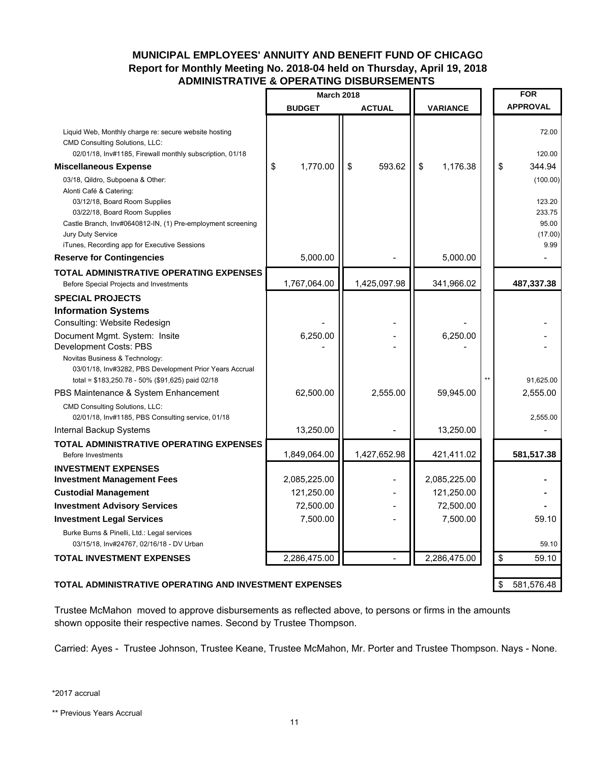# MUNICIPAL EMPLOYEES' ANNUITY AND BENEFIT FUND OF CHICAGO
## Report for Monthly Meeting No. 2018-04 held on Thursday, April 19, 2018
## ADMINISTRATIVE & OPERATING DISBURSEMENTS

| | March 2018 | | | FOR |
|---|---|---|---|---|
| | BUDGET | ACTUAL | VARIANCE | APPROVAL |
| Liquid Web, Monthly charge re: secure website hosting | | | | 72.00 |
| CMD Consulting Solutions, LLC: | | | | |
| 02/01/18, Inv#1185, Firewall monthly subscription, 01/18 | | | | 120.00 |
| **Miscellaneous Expense** | $ 1,770.00 | $ 593.62 | $ 1,176.38 | $ 344.94 |
| 03/18, Qildro, Subpoena & Other: | | | | (100.00) |
| Alonti Café & Catering: | | | | |
| 03/12/18, Board Room Supplies | | | | 123.20 |
| 03/22/18, Board Room Supplies | | | | 233.75 |
| Castle Branch, Inv#0640812-IN, (1) Pre-employment screening | | | | 95.00 |
| Jury Duty Service | | | | (17.00) |
| iTunes, Recording app for Executive Sessions | | | | 9.99 |
| **Reserve for Contingencies** | 5,000.00 | - | 5,000.00 | - |
| **TOTAL ADMINISTRATIVE OPERATING EXPENSES** Before Special Projects and Investments | 1,767,064.00 | 1,425,097.98 | 341,966.02 | **487,337.38** |
| **SPECIAL PROJECTS** | | | | |
| **Information Systems** | | | | |
| Consulting: Website Redesign | - | - | - | - |
| Document Mgmt. System: Insite | 6,250.00 | - | 6,250.00 | - |
| Development Costs: PBS | - | - | - | - |
| Novitas Business & Technology: | | | | |
| 03/01/18, Inv#3282, PBS Development Prior Years Accrual | | | | |
| total = $183,250.78 - 50% ($91,625) paid 02/18 | | | | ** 91,625.00 |
| PBS Maintenance & System Enhancement | 62,500.00 | 2,555.00 | 59,945.00 | 2,555.00 |
| CMD Consulting Solutions, LLC: | | | | |
| 02/01/18, Inv#1185, PBS Consulting service, 01/18 | | | | 2,555.00 |
| Internal Backup Systems | 13,250.00 | - | 13,250.00 | - |
| **TOTAL ADMINISTRATIVE OPERATING EXPENSES** Before Investments | 1,849,064.00 | 1,427,652.98 | 421,411.02 | **581,517.38** |
| **INVESTMENT EXPENSES** | | | | |
| **Investment Management Fees** | 2,085,225.00 | - | 2,085,225.00 | - |
| **Custodial Management** | 121,250.00 | - | 121,250.00 | - |
| **Investment Advisory Services** | 72,500.00 | - | 72,500.00 | - |
| **Investment Legal Services** | 7,500.00 | - | 7,500.00 | 59.10 |
| Burke Burns & Pinelli, Ltd.: Legal services | | | | |
| 03/15/18, Inv#24767, 02/16/18 - DV Urban | | | | 59.10 |
| **TOTAL INVESTMENT EXPENSES** | 2,286,475.00 | - | 2,286,475.00 | $ 59.10 |
| **TOTAL ADMINISTRATIVE OPERATING AND INVESTMENT EXPENSES** | | | | $ 581,576.48 |

Trustee McMahon moved to approve disbursements as reflected above, to persons or firms in the amounts shown opposite their respective names. Second by Trustee Thompson.

Carried: Ayes - Trustee Johnson, Trustee Keane, Trustee McMahon, Mr. Porter and Trustee Thompson. Nays - None.

*2017 accrual

** Previous Years Accrual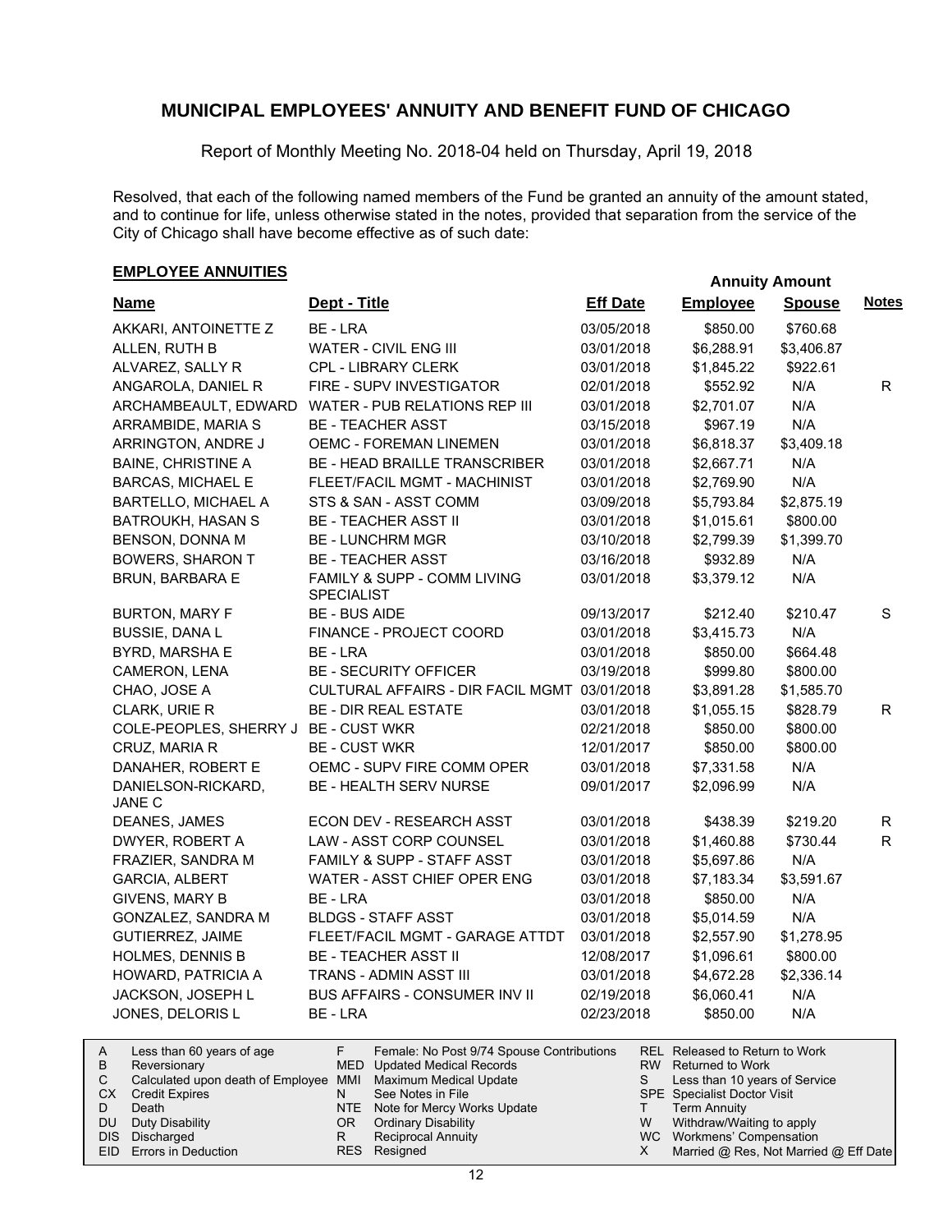# MUNICIPAL EMPLOYEES' ANNUITY AND BENEFIT FUND OF CHICAGO

Report of Monthly Meeting No. 2018-04 held on Thursday, April 19, 2018

Resolved, that each of the following named members of the Fund be granted an annuity of the amount stated, and to continue for life, unless otherwise stated in the notes, provided that separation from the service of the City of Chicago shall have become effective as of such date:

## EMPLOYEE ANNUITIES

| Name | Dept - Title | Eff Date | Annuity Amount Employee | Annuity Amount Spouse | Notes |
|---|---|---|---|---|---|
| AKKARI, ANTOINETTE Z | BE - LRA | 03/05/2018 | $850.00 | $760.68 | |
| ALLEN, RUTH B | WATER - CIVIL ENG III | 03/01/2018 | $6,288.91 | $3,406.87 | |
| ALVAREZ, SALLY R | CPL - LIBRARY CLERK | 03/01/2018 | $1,845.22 | $922.61 | |
| ANGAROLA, DANIEL R | FIRE - SUPV INVESTIGATOR | 02/01/2018 | $552.92 | N/A | R |
| ARCHAMBEAULT, EDWARD | WATER - PUB RELATIONS REP III | 03/01/2018 | $2,701.07 | N/A | |
| ARRAMBIDE, MARIA S | BE - TEACHER ASST | 03/15/2018 | $967.19 | N/A | |
| ARRINGTON, ANDRE J | OEMC - FOREMAN LINEMEN | 03/01/2018 | $6,818.37 | $3,409.18 | |
| BAINE, CHRISTINE A | BE - HEAD BRAILLE TRANSCRIBER | 03/01/2018 | $2,667.71 | N/A | |
| BARCAS, MICHAEL E | FLEET/FACIL MGMT - MACHINIST | 03/01/2018 | $2,769.90 | N/A | |
| BARTELLO, MICHAEL A | STS & SAN - ASST COMM | 03/09/2018 | $5,793.84 | $2,875.19 | |
| BATROUKH, HASAN S | BE - TEACHER ASST II | 03/01/2018 | $1,015.61 | $800.00 | |
| BENSON, DONNA M | BE - LUNCHRM MGR | 03/10/2018 | $2,799.39 | $1,399.70 | |
| BOWERS, SHARON T | BE - TEACHER ASST | 03/16/2018 | $932.89 | N/A | |
| BRUN, BARBARA E | FAMILY & SUPP - COMM LIVING SPECIALIST | 03/01/2018 | $3,379.12 | N/A | |
| BURTON, MARY F | BE - BUS AIDE | 09/13/2017 | $212.40 | $210.47 | S |
| BUSSIE, DANA L | FINANCE - PROJECT COORD | 03/01/2018 | $3,415.73 | N/A | |
| BYRD, MARSHA E | BE - LRA | 03/01/2018 | $850.00 | $664.48 | |
| CAMERON, LENA | BE - SECURITY OFFICER | 03/19/2018 | $999.80 | $800.00 | |
| CHAO, JOSE A | CULTURAL AFFAIRS - DIR FACIL MGMT | 03/01/2018 | $3,891.28 | $1,585.70 | |
| CLARK, URIE R | BE - DIR REAL ESTATE | 03/01/2018 | $1,055.15 | $828.79 | R |
| COLE-PEOPLES, SHERRY J | BE - CUST WKR | 02/21/2018 | $850.00 | $800.00 | |
| CRUZ, MARIA R | BE - CUST WKR | 12/01/2017 | $850.00 | $800.00 | |
| DANAHER, ROBERT E | OEMC - SUPV FIRE COMM OPER | 03/01/2018 | $7,331.58 | N/A | |
| DANIELSON-RICKARD, JANE C | BE - HEALTH SERV NURSE | 09/01/2017 | $2,096.99 | N/A | |
| DEANES, JAMES | ECON DEV - RESEARCH ASST | 03/01/2018 | $438.39 | $219.20 | R |
| DWYER, ROBERT A | LAW - ASST CORP COUNSEL | 03/01/2018 | $1,460.88 | $730.44 | R |
| FRAZIER, SANDRA M | FAMILY & SUPP - STAFF ASST | 03/01/2018 | $5,697.86 | N/A | |
| GARCIA, ALBERT | WATER - ASST CHIEF OPER ENG | 03/01/2018 | $7,183.34 | $3,591.67 | |
| GIVENS, MARY B | BE - LRA | 03/01/2018 | $850.00 | N/A | |
| GONZALEZ, SANDRA M | BLDGS - STAFF ASST | 03/01/2018 | $5,014.59 | N/A | |
| GUTIERREZ, JAIME | FLEET/FACIL MGMT - GARAGE ATTDT | 03/01/2018 | $2,557.90 | $1,278.95 | |
| HOLMES, DENNIS B | BE - TEACHER ASST II | 12/08/2017 | $1,096.61 | $800.00 | |
| HOWARD, PATRICIA A | TRANS - ADMIN ASST III | 03/01/2018 | $4,672.28 | $2,336.14 | |
| JACKSON, JOSEPH L | BUS AFFAIRS - CONSUMER INV II | 02/19/2018 | $6,060.41 | N/A | |
| JONES, DELORIS L | BE - LRA | 02/23/2018 | $850.00 | N/A | |

| | | | | | |
|---|---|---|---|---|---|
| A | Less than 60 years of age | F | Female: No Post 9/74 Spouse Contributions | REL | Released to Return to Work |
| B | Reversionary | MED | Updated Medical Records | RW | Returned to Work |
| C | Calculated upon death of Employee | MMI | Maximum Medical Update | S | Less than 10 years of Service |
| CX | Credit Expires | N | See Notes in File | SPE | Specialist Doctor Visit |
| D | Death | NTE | Note for Mercy Works Update | T | Term Annuity |
| DU | Duty Disability | OR | Ordinary Disability | W | Withdraw/Waiting to apply |
| DIS | Discharged | R | Reciprocal Annuity | WC | Workmens' Compensation |
| EID | Errors in Deduction | RES | Resigned | X | Married @ Res, Not Married @ Eff Date |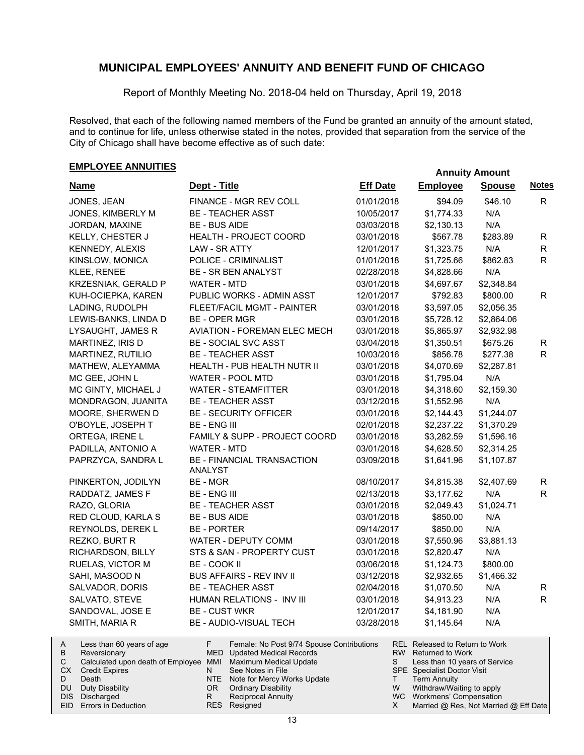## MUNICIPAL EMPLOYEES' ANNUITY AND BENEFIT FUND OF CHICAGO

Report of Monthly Meeting No. 2018-04 held on Thursday, April 19, 2018

Resolved, that each of the following named members of the Fund be granted an annuity of the amount stated, and to continue for life, unless otherwise stated in the notes, provided that separation from the service of the City of Chicago shall have become effective as of such date:

### EMPLOYEE ANNUITIES

| Name | Dept - Title | Eff Date | Annuity Amount Employee | Annuity Amount Spouse | Notes |
|---|---|---|---|---|---|
| JONES, JEAN | FINANCE - MGR REV COLL | 01/01/2018 | $94.09 | $46.10 | R |
| JONES, KIMBERLY M | BE - TEACHER ASST | 10/05/2017 | $1,774.33 | N/A | |
| JORDAN, MAXINE | BE - BUS AIDE | 03/03/2018 | $2,130.13 | N/A | |
| KELLY, CHESTER J | HEALTH - PROJECT COORD | 03/01/2018 | $567.78 | $283.89 | R |
| KENNEDY, ALEXIS | LAW - SR ATTY | 12/01/2017 | $1,323.75 | N/A | R |
| KINSLOW, MONICA | POLICE - CRIMINALIST | 01/01/2018 | $1,725.66 | $862.83 | R |
| KLEE, RENEE | BE - SR BEN ANALYST | 02/28/2018 | $4,828.66 | N/A | |
| KRZESNIAK, GERALD P | WATER - MTD | 03/01/2018 | $4,697.67 | $2,348.84 | |
| KUH-OCIEPKA, KAREN | PUBLIC WORKS - ADMIN ASST | 12/01/2017 | $792.83 | $800.00 | R |
| LADING, RUDOLPH | FLEET/FACIL MGMT - PAINTER | 03/01/2018 | $3,597.05 | $2,056.35 | |
| LEWIS-BANKS, LINDA D | BE - OPER MGR | 03/01/2018 | $5,728.12 | $2,864.06 | |
| LYSAUGHT, JAMES R | AVIATION - FOREMAN ELEC MECH | 03/01/2018 | $5,865.97 | $2,932.98 | |
| MARTINEZ, IRIS D | BE - SOCIAL SVC ASST | 03/04/2018 | $1,350.51 | $675.26 | R |
| MARTINEZ, RUTILIO | BE - TEACHER ASST | 10/03/2016 | $856.78 | $277.38 | R |
| MATHEW, ALEYAMMA | HEALTH - PUB HEALTH NUTR II | 03/01/2018 | $4,070.69 | $2,287.81 | |
| MC GEE, JOHN L | WATER - POOL MTD | 03/01/2018 | $1,795.04 | N/A | |
| MC GINTY, MICHAEL J | WATER - STEAMFITTER | 03/01/2018 | $4,318.60 | $2,159.30 | |
| MONDRAGON, JUANITA | BE - TEACHER ASST | 03/12/2018 | $1,552.96 | N/A | |
| MOORE, SHERWEN D | BE - SECURITY OFFICER | 03/01/2018 | $2,144.43 | $1,244.07 | |
| O'BOYLE, JOSEPH T | BE - ENG III | 02/01/2018 | $2,237.22 | $1,370.29 | |
| ORTEGA, IRENE L | FAMILY & SUPP - PROJECT COORD | 03/01/2018 | $3,282.59 | $1,596.16 | |
| PADILLA, ANTONIO A | WATER - MTD | 03/01/2018 | $4,628.50 | $2,314.25 | |
| PAPRZYCA, SANDRA L | BE - FINANCIAL TRANSACTION ANALYST | 03/09/2018 | $1,641.96 | $1,107.87 | |
| PINKERTON, JODILYN | BE - MGR | 08/10/2017 | $4,815.38 | $2,407.69 | R |
| RADDATZ, JAMES F | BE - ENG III | 02/13/2018 | $3,177.62 | N/A | R |
| RAZO, GLORIA | BE - TEACHER ASST | 03/01/2018 | $2,049.43 | $1,024.71 | |
| RED CLOUD, KARLA S | BE - BUS AIDE | 03/01/2018 | $850.00 | N/A | |
| REYNOLDS, DEREK L | BE - PORTER | 09/14/2017 | $850.00 | N/A | |
| REZKO, BURT R | WATER - DEPUTY COMM | 03/01/2018 | $7,550.96 | $3,881.13 | |
| RICHARDSON, BILLY | STS & SAN - PROPERTY CUST | 03/01/2018 | $2,820.47 | N/A | |
| RUELAS, VICTOR M | BE - COOK II | 03/06/2018 | $1,124.73 | $800.00 | |
| SAHI, MASOOD N | BUS AFFAIRS - REV INV II | 03/12/2018 | $2,932.65 | $1,466.32 | |
| SALVADOR, DORIS | BE - TEACHER ASST | 02/04/2018 | $1,070.50 | N/A | R |
| SALVATO, STEVE | HUMAN RELATIONS - INV III | 03/01/2018 | $4,913.23 | N/A | R |
| SANDOVAL, JOSE E | BE - CUST WKR | 12/01/2017 | $4,181.90 | N/A | |
| SMITH, MARIA R | BE - AUDIO-VISUAL TECH | 03/28/2018 | $1,145.64 | N/A | |

| | | | | | |
|---|---|---|---|---|---|
| A | Less than 60 years of age | F | Female: No Post 9/74 Spouse Contributions | REL | Released to Return to Work |
| B | Reversionary | MED | Updated Medical Records | RW | Returned to Work |
| C | Calculated upon death of Employee | MMI | Maximum Medical Update | S | Less than 10 years of Service |
| CX | Credit Expires | N | See Notes in File | SPE | Specialist Doctor Visit |
| D | Death | NTE | Note for Mercy Works Update | T | Term Annuity |
| DU | Duty Disability | OR | Ordinary Disability | W | Withdraw/Waiting to apply |
| DIS | Discharged | R | Reciprocal Annuity | WC | Workmens' Compensation |
| EID | Errors in Deduction | RES | Resigned | X | Married @ Res, Not Married @ Eff Date |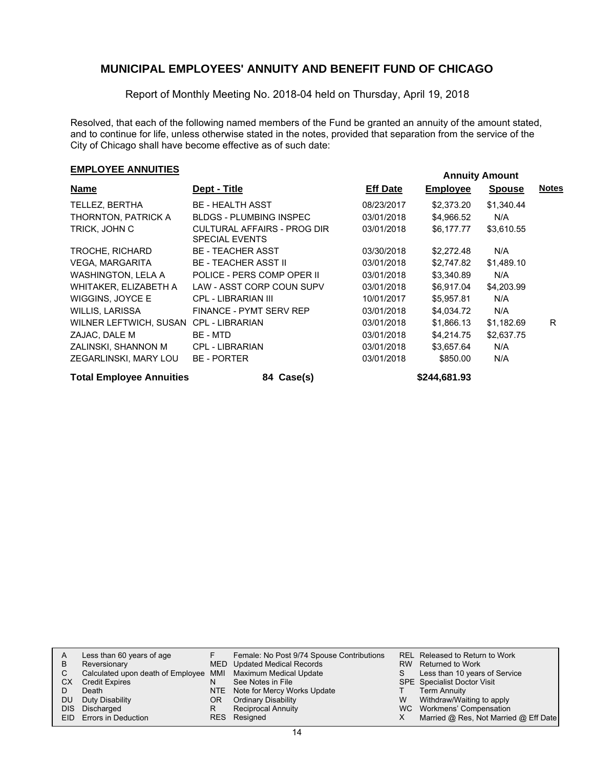# MUNICIPAL EMPLOYEES' ANNUITY AND BENEFIT FUND OF CHICAGO

Report of Monthly Meeting No. 2018-04 held on Thursday, April 19, 2018

Resolved, that each of the following named members of the Fund be granted an annuity of the amount stated, and to continue for life, unless otherwise stated in the notes, provided that separation from the service of the City of Chicago shall have become effective as of such date:

## EMPLOYEE ANNUITIES

| Name | Dept - Title | Eff Date | Annuity Amount Employee | Annuity Amount Spouse | Notes |
|---|---|---|---|---|---|
| TELLEZ, BERTHA | BE - HEALTH ASST | 08/23/2017 | $2,373.20 | $1,340.44 | |
| THORNTON, PATRICK A | BLDGS - PLUMBING INSPEC | 03/01/2018 | $4,966.52 | N/A | |
| TRICK, JOHN C | CULTURAL AFFAIRS - PROG DIR SPECIAL EVENTS | 03/01/2018 | $6,177.77 | $3,610.55 | |
| TROCHE, RICHARD | BE - TEACHER ASST | 03/30/2018 | $2,272.48 | N/A | |
| VEGA, MARGARITA | BE - TEACHER ASST II | 03/01/2018 | $2,747.82 | $1,489.10 | |
| WASHINGTON, LELA A | POLICE - PERS COMP OPER II | 03/01/2018 | $3,340.89 | N/A | |
| WHITAKER, ELIZABETH A | LAW - ASST CORP COUN SUPV | 03/01/2018 | $6,917.04 | $4,203.99 | |
| WIGGINS, JOYCE E | CPL - LIBRARIAN III | 10/01/2017 | $5,957.81 | N/A | |
| WILLIS, LARISSA | FINANCE - PYMT SERV REP | 03/01/2018 | $4,034.72 | N/A | |
| WILNER LEFTWICH, SUSAN | CPL - LIBRARIAN | 03/01/2018 | $1,866.13 | $1,182.69 | R |
| ZAJAC, DALE M | BE - MTD | 03/01/2018 | $4,214.75 | $2,637.75 | |
| ZALINSKI, SHANNON M | CPL - LIBRARIAN | 03/01/2018 | $3,657.64 | N/A | |
| ZEGARLINSKI, MARY LOU | BE - PORTER | 03/01/2018 | $850.00 | N/A | |
| **Total Employee Annuities** | **84 Case(s)** | | **$244,681.93** | | |

| | | | | | |
|---|---|---|---|---|---|
| A | Less than 60 years of age | F | Female: No Post 9/74 Spouse Contributions | REL | Released to Return to Work |
| B | Reversionary | MED | Updated Medical Records | RW | Returned to Work |
| C | Calculated upon death of Employee | MMI | Maximum Medical Update | S | Less than 10 years of Service |
| CX | Credit Expires | N | See Notes in File | SPE | Specialist Doctor Visit |
| D | Death | NTE | Note for Mercy Works Update | T | Term Annuity |
| DU | Duty Disability | OR | Ordinary Disability | W | Withdraw/Waiting to apply |
| DIS | Discharged | R | Reciprocal Annuity | WC | Workmens' Compensation |
| EID | Errors in Deduction | RES | Resigned | X | Married @ Res, Not Married @ Eff Date |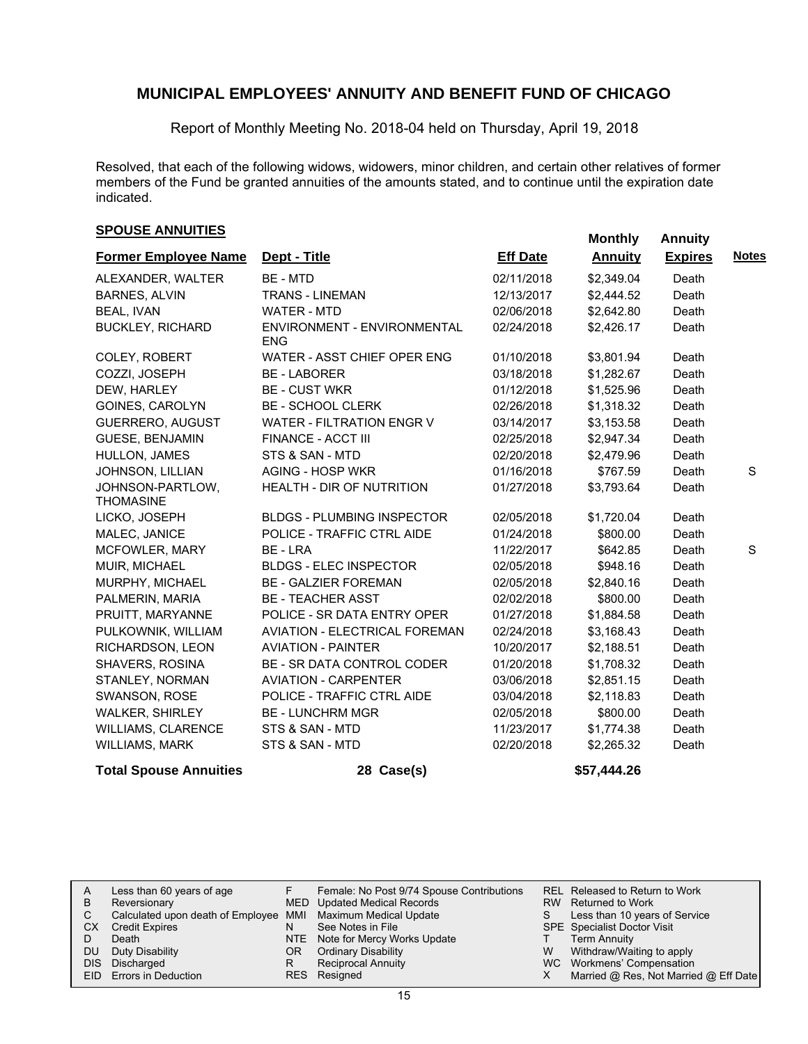# MUNICIPAL EMPLOYEES' ANNUITY AND BENEFIT FUND OF CHICAGO

Report of Monthly Meeting No. 2018-04 held on Thursday, April 19, 2018

Resolved, that each of the following widows, widowers, minor children, and certain other relatives of former members of the Fund be granted annuities of the amounts stated, and to continue until the expiration date indicated.

## SPOUSE ANNUITIES

| Former Employee Name | Dept - Title | Eff Date | Monthly Annuity | Annuity Expires | Notes |
|---|---|---|---|---|---|
| ALEXANDER, WALTER | BE - MTD | 02/11/2018 | $2,349.04 | Death | |
| BARNES, ALVIN | TRANS - LINEMAN | 12/13/2017 | $2,444.52 | Death | |
| BEAL, IVAN | WATER - MTD | 02/06/2018 | $2,642.80 | Death | |
| BUCKLEY, RICHARD | ENVIRONMENT - ENVIRONMENTAL ENG | 02/24/2018 | $2,426.17 | Death | |
| COLEY, ROBERT | WATER - ASST CHIEF OPER ENG | 01/10/2018 | $3,801.94 | Death | |
| COZZI, JOSEPH | BE - LABORER | 03/18/2018 | $1,282.67 | Death | |
| DEW, HARLEY | BE - CUST WKR | 01/12/2018 | $1,525.96 | Death | |
| GOINES, CAROLYN | BE - SCHOOL CLERK | 02/26/2018 | $1,318.32 | Death | |
| GUERRERO, AUGUST | WATER - FILTRATION ENGR V | 03/14/2017 | $3,153.58 | Death | |
| GUESE, BENJAMIN | FINANCE - ACCT III | 02/25/2018 | $2,947.34 | Death | |
| HULLON, JAMES | STS & SAN - MTD | 02/20/2018 | $2,479.96 | Death | |
| JOHNSON, LILLIAN | AGING - HOSP WKR | 01/16/2018 | $767.59 | Death | S |
| JOHNSON-PARTLOW, THOMASINE | HEALTH - DIR OF NUTRITION | 01/27/2018 | $3,793.64 | Death | |
| LICKO, JOSEPH | BLDGS - PLUMBING INSPECTOR | 02/05/2018 | $1,720.04 | Death | |
| MALEC, JANICE | POLICE - TRAFFIC CTRL AIDE | 01/24/2018 | $800.00 | Death | |
| MCFOWLER, MARY | BE - LRA | 11/22/2017 | $642.85 | Death | S |
| MUIR, MICHAEL | BLDGS - ELEC INSPECTOR | 02/05/2018 | $948.16 | Death | |
| MURPHY, MICHAEL | BE - GALZIER FOREMAN | 02/05/2018 | $2,840.16 | Death | |
| PALMERIN, MARIA | BE - TEACHER ASST | 02/02/2018 | $800.00 | Death | |
| PRUITT, MARYANNE | POLICE - SR DATA ENTRY OPER | 01/27/2018 | $1,884.58 | Death | |
| PULKOWNIK, WILLIAM | AVIATION - ELECTRICAL FOREMAN | 02/24/2018 | $3,168.43 | Death | |
| RICHARDSON, LEON | AVIATION - PAINTER | 10/20/2017 | $2,188.51 | Death | |
| SHAVERS, ROSINA | BE - SR DATA CONTROL CODER | 01/20/2018 | $1,708.32 | Death | |
| STANLEY, NORMAN | AVIATION - CARPENTER | 03/06/2018 | $2,851.15 | Death | |
| SWANSON, ROSE | POLICE - TRAFFIC CTRL AIDE | 03/04/2018 | $2,118.83 | Death | |
| WALKER, SHIRLEY | BE - LUNCHRM MGR | 02/05/2018 | $800.00 | Death | |
| WILLIAMS, CLARENCE | STS & SAN - MTD | 11/23/2017 | $1,774.38 | Death | |
| WILLIAMS, MARK | STS & SAN - MTD | 02/20/2018 | $2,265.32 | Death | |
| **Total Spouse Annuities** | **28 Case(s)** | | **$57,444.26** | | |

| | | | | | |
|---|---|---|---|---|---|
| A | Less than 60 years of age | F | Female: No Post 9/74 Spouse Contributions | REL | Released to Return to Work |
| B | Reversionary | MED | Updated Medical Records | RW | Returned to Work |
| C | Calculated upon death of Employee | MMI | Maximum Medical Update | S | Less than 10 years of Service |
| CX | Credit Expires | N | See Notes in File | SPE | Specialist Doctor Visit |
| D | Death | NTE | Note for Mercy Works Update | T | Term Annuity |
| DU | Duty Disability | OR | Ordinary Disability | W | Withdraw/Waiting to apply |
| DIS | Discharged | R | Reciprocal Annuity | WC | Workmens' Compensation |
| EID | Errors in Deduction | RES | Resigned | X | Married @ Res, Not Married @ Eff Date |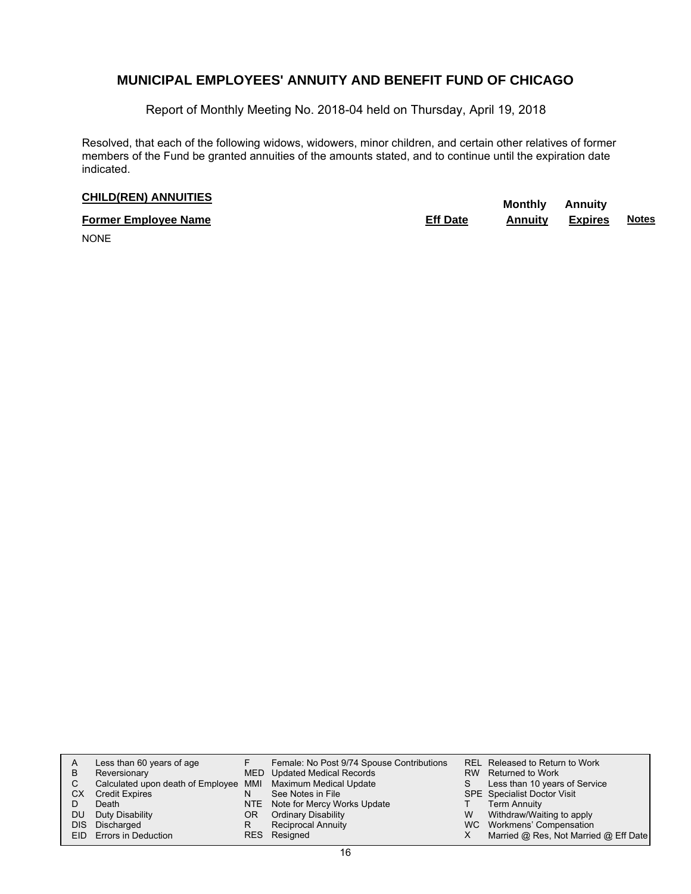## MUNICIPAL EMPLOYEES' ANNUITY AND BENEFIT FUND OF CHICAGO

Report of Monthly Meeting No. 2018-04 held on Thursday, April 19, 2018

Resolved, that each of the following widows, widowers, minor children, and certain other relatives of former members of the Fund be granted annuities of the amounts stated, and to continue until the expiration date indicated.

**CHILD(REN) ANNUITIES**

| Former Employee Name | Eff Date | Monthly Annuity | Annuity Expires | Notes |
|---|---|---|---|---|
| NONE | | | | |

| | | | | | |
|---|---|---|---|---|---|
| A | Less than 60 years of age | F | Female: No Post 9/74 Spouse Contributions | REL | Released to Return to Work |
| B | Reversionary | MED | Updated Medical Records | RW | Returned to Work |
| C | Calculated upon death of Employee | MMI | Maximum Medical Update | S | Less than 10 years of Service |
| CX | Credit Expires | N | See Notes in File | SPE | Specialist Doctor Visit |
| D | Death | NTE | Note for Mercy Works Update | T | Term Annuity |
| DU | Duty Disability | OR | Ordinary Disability | W | Withdraw/Waiting to apply |
| DIS | Discharged | R | Reciprocal Annuity | WC | Workmens' Compensation |
| EID | Errors in Deduction | RES | Resigned | X | Married @ Res, Not Married @ Eff Date |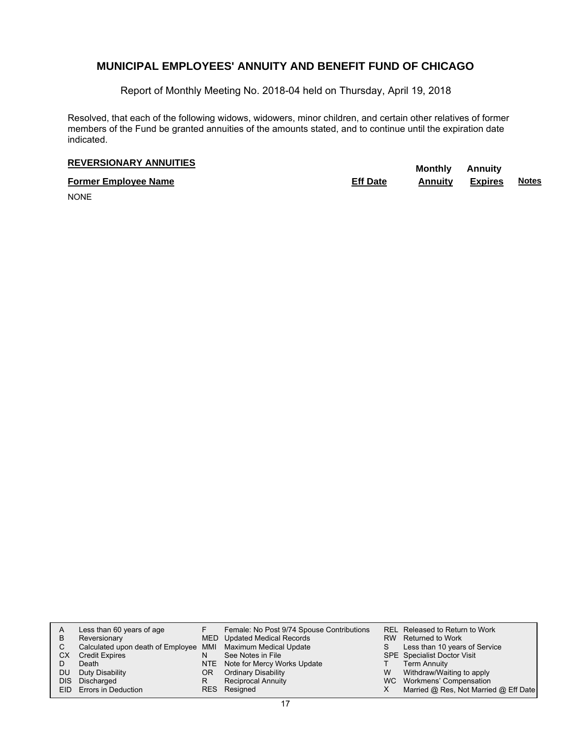# MUNICIPAL EMPLOYEES' ANNUITY AND BENEFIT FUND OF CHICAGO

Report of Monthly Meeting No. 2018-04 held on Thursday, April 19, 2018

Resolved, that each of the following widows, widowers, minor children, and certain other relatives of former members of the Fund be granted annuities of the amounts stated, and to continue until the expiration date indicated.

## REVERSIONARY ANNUITIES

| Former Employee Name | Eff Date | Monthly Annuity | Annuity Expires | Notes |
|---|---|---|---|---|
| NONE | | | | |

| | | | | | |
|---|---|---|---|---|---|
| A | Less than 60 years of age | F | Female: No Post 9/74 Spouse Contributions | REL | Released to Return to Work |
| B | Reversionary | MED | Updated Medical Records | RW | Returned to Work |
| C | Calculated upon death of Employee | MMI | Maximum Medical Update | S | Less than 10 years of Service |
| CX | Credit Expires | N | See Notes in File | SPE | Specialist Doctor Visit |
| D | Death | NTE | Note for Mercy Works Update | T | Term Annuity |
| DU | Duty Disability | OR | Ordinary Disability | W | Withdraw/Waiting to apply |
| DIS | Discharged | R | Reciprocal Annuity | WC | Workmens' Compensation |
| EID | Errors in Deduction | RES | Resigned | X | Married @ Res, Not Married @ Eff Date |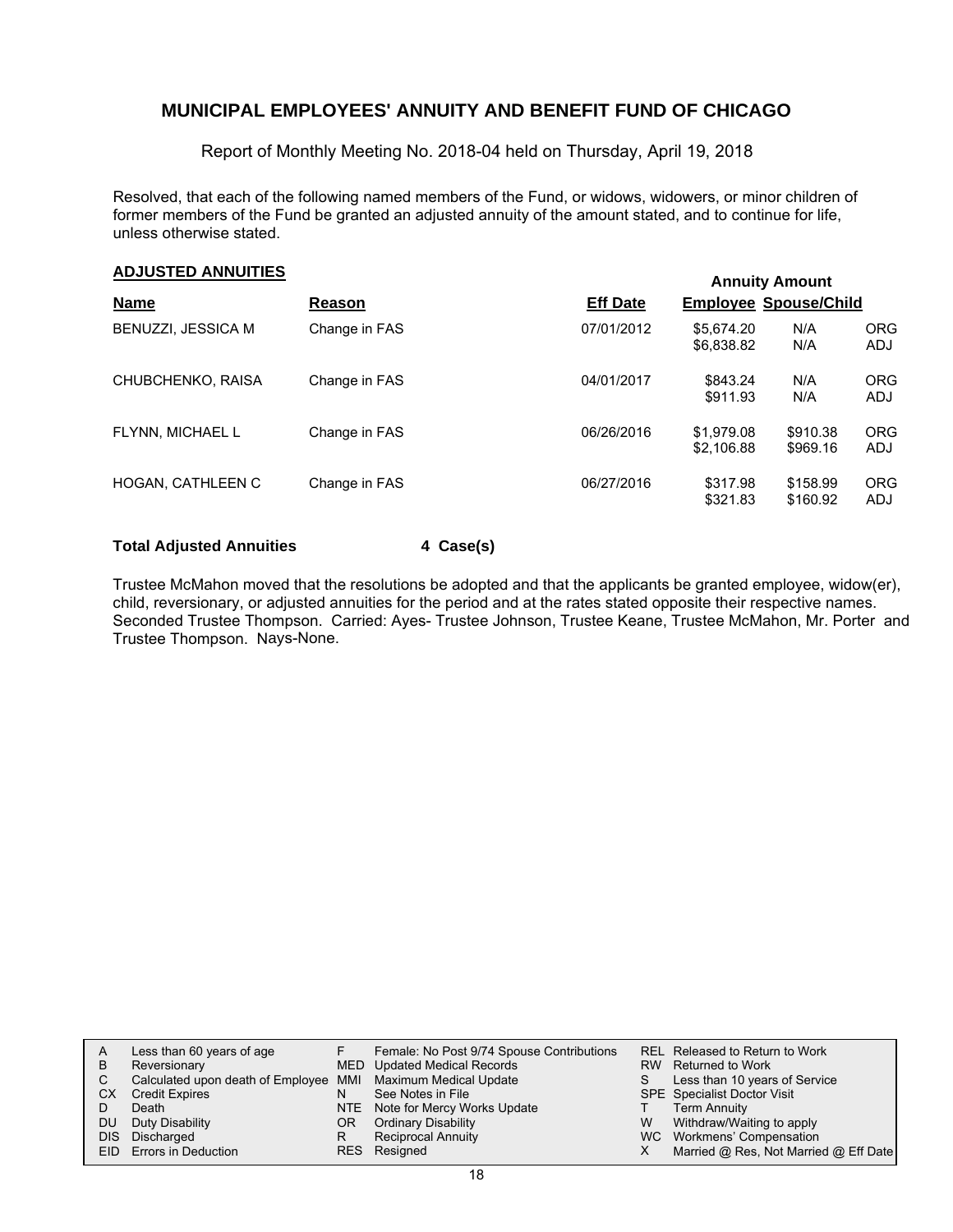# MUNICIPAL EMPLOYEES' ANNUITY AND BENEFIT FUND OF CHICAGO

Report of Monthly Meeting No. 2018-04 held on Thursday, April 19, 2018

Resolved, that each of the following named members of the Fund, or widows, widowers, or minor children of former members of the Fund be granted an adjusted annuity of the amount stated, and to continue for life, unless otherwise stated.

## ADJUSTED ANNUITIES

| Name | Reason | Eff Date | Annuity Amount Employee | Annuity Amount Spouse/Child | |
|---|---|---|---|---|---|
| BENUZZI, JESSICA M | Change in FAS | 07/01/2012 | $5,674.20 | N/A | ORG |
| | | | $6,838.82 | N/A | ADJ |
| CHUBCHENKO, RAISA | Change in FAS | 04/01/2017 | $843.24 | N/A | ORG |
| | | | $911.93 | N/A | ADJ |
| FLYNN, MICHAEL L | Change in FAS | 06/26/2016 | $1,979.08 | $910.38 | ORG |
| | | | $2,106.88 | $969.16 | ADJ |
| HOGAN, CATHLEEN C | Change in FAS | 06/27/2016 | $317.98 | $158.99 | ORG |
| | | | $321.83 | $160.92 | ADJ |

**Total Adjusted Annuities** **4 Case(s)**

Trustee McMahon moved that the resolutions be adopted and that the applicants be granted employee, widow(er), child, reversionary, or adjusted annuities for the period and at the rates stated opposite their respective names. Seconded Trustee Thompson. Carried: Ayes- Trustee Johnson, Trustee Keane, Trustee McMahon, Mr. Porter and Trustee Thompson. Nays-None.

| | | | | | |
|---|---|---|---|---|---|
| A | Less than 60 years of age | F | Female: No Post 9/74 Spouse Contributions | REL | Released to Return to Work |
| B | Reversionary | MED | Updated Medical Records | RW | Returned to Work |
| C | Calculated upon death of Employee | MMI | Maximum Medical Update | S | Less than 10 years of Service |
| CX | Credit Expires | N | See Notes in File | SPE | Specialist Doctor Visit |
| D | Death | NTE | Note for Mercy Works Update | T | Term Annuity |
| DU | Duty Disability | OR | Ordinary Disability | W | Withdraw/Waiting to apply |
| DIS | Discharged | R | Reciprocal Annuity | WC | Workmens' Compensation |
| EID | Errors in Deduction | RES | Resigned | X | Married @ Res, Not Married @ Eff Date |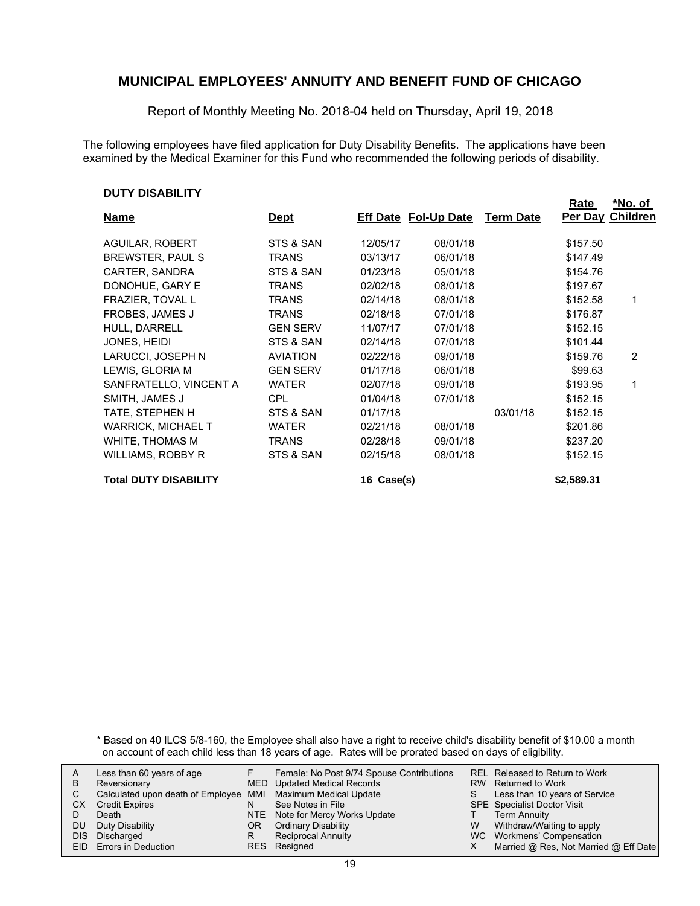# MUNICIPAL EMPLOYEES' ANNUITY AND BENEFIT FUND OF CHICAGO

Report of Monthly Meeting No. 2018-04 held on Thursday, April 19, 2018

The following employees have filed application for Duty Disability Benefits. The applications have been examined by the Medical Examiner for this Fund who recommended the following periods of disability.

## DUTY DISABILITY

| Name | Dept | Eff Date | Fol-Up Date | Term Date | Rate Per Day | *No. of Children |
|---|---|---|---|---|---|---|
| AGUILAR, ROBERT | STS & SAN | 12/05/17 | 08/01/18 | | $157.50 | |
| BREWSTER, PAUL S | TRANS | 03/13/17 | 06/01/18 | | $147.49 | |
| CARTER, SANDRA | STS & SAN | 01/23/18 | 05/01/18 | | $154.76 | |
| DONOHUE, GARY E | TRANS | 02/02/18 | 08/01/18 | | $197.67 | |
| FRAZIER, TOVAL L | TRANS | 02/14/18 | 08/01/18 | | $152.58 | 1 |
| FROBES, JAMES J | TRANS | 02/18/18 | 07/01/18 | | $176.87 | |
| HULL, DARRELL | GEN SERV | 11/07/17 | 07/01/18 | | $152.15 | |
| JONES, HEIDI | STS & SAN | 02/14/18 | 07/01/18 | | $101.44 | |
| LARUCCI, JOSEPH N | AVIATION | 02/22/18 | 09/01/18 | | $159.76 | 2 |
| LEWIS, GLORIA M | GEN SERV | 01/17/18 | 06/01/18 | | $99.63 | |
| SANFRATELLO, VINCENT A | WATER | 02/07/18 | 09/01/18 | | $193.95 | 1 |
| SMITH, JAMES J | CPL | 01/04/18 | 07/01/18 | | $152.15 | |
| TATE, STEPHEN H | STS & SAN | 01/17/18 | | 03/01/18 | $152.15 | |
| WARRICK, MICHAEL T | WATER | 02/21/18 | 08/01/18 | | $201.86 | |
| WHITE, THOMAS M | TRANS | 02/28/18 | 09/01/18 | | $237.20 | |
| WILLIAMS, ROBBY R | STS & SAN | 02/15/18 | 08/01/18 | | $152.15 | |
| **Total DUTY DISABILITY** | | **16 Case(s)** | | | **$2,589.31** | |

\* Based on 40 ILCS 5/8-160, the Employee shall also have a right to receive child's disability benefit of $10.00 a month on account of each child less than 18 years of age. Rates will be prorated based on days of eligibility.

| | | | | | |
|---|---|---|---|---|---|
| A | Less than 60 years of age | F | Female: No Post 9/74 Spouse Contributions | REL | Released to Return to Work |
| B | Reversionary | MED | Updated Medical Records | RW | Returned to Work |
| C | Calculated upon death of Employee | MMI | Maximum Medical Update | S | Less than 10 years of Service |
| CX | Credit Expires | N | See Notes in File | SPE | Specialist Doctor Visit |
| D | Death | NTE | Note for Mercy Works Update | T | Term Annuity |
| DU | Duty Disability | OR | Ordinary Disability | W | Withdraw/Waiting to apply |
| DIS | Discharged | R | Reciprocal Annuity | WC | Workmens' Compensation |
| EID | Errors in Deduction | RES | Resigned | X | Married @ Res, Not Married @ Eff Date |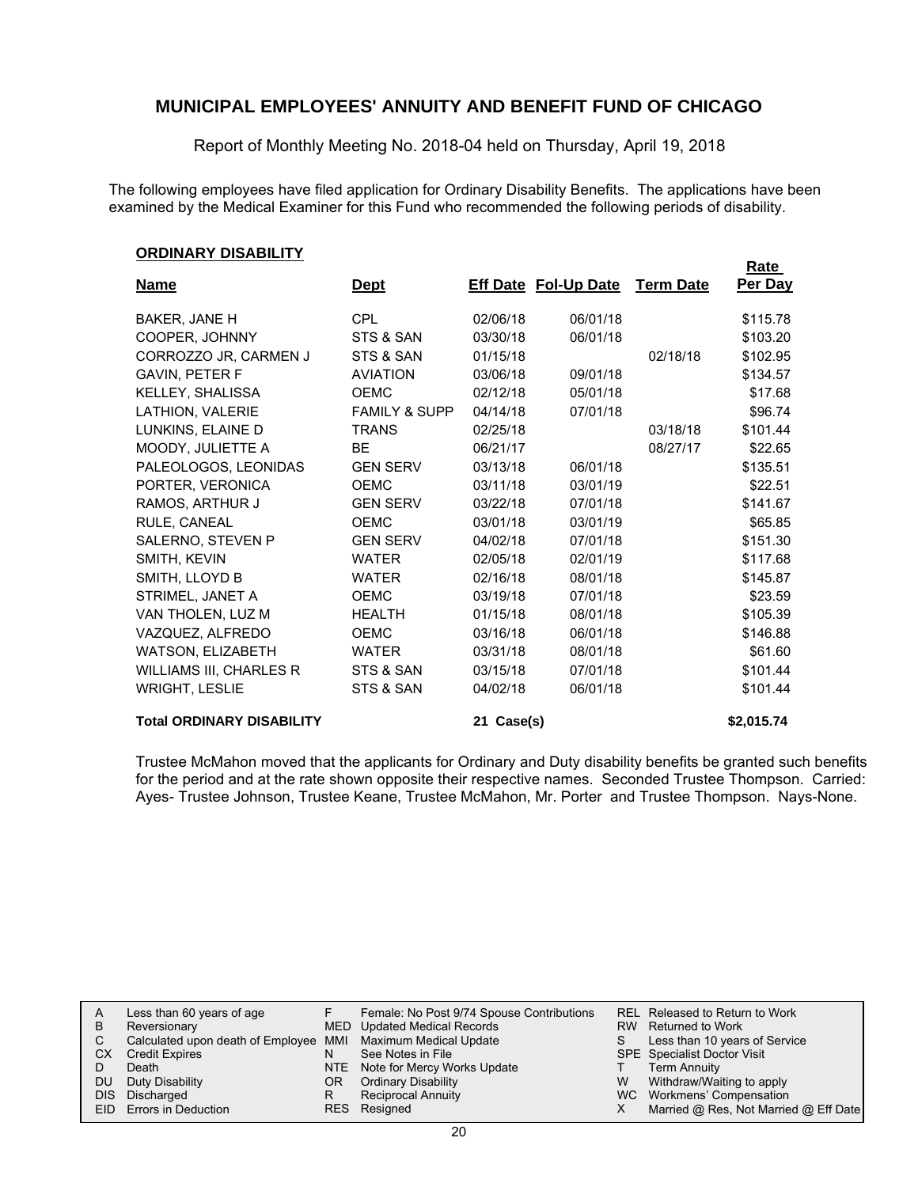## MUNICIPAL EMPLOYEES' ANNUITY AND BENEFIT FUND OF CHICAGO

Report of Monthly Meeting No. 2018-04 held on Thursday, April 19, 2018

The following employees have filed application for Ordinary Disability Benefits. The applications have been examined by the Medical Examiner for this Fund who recommended the following periods of disability.

**ORDINARY DISABILITY**

| Name | Dept | Eff Date | Fol-Up Date | Term Date | Rate Per Day |
|---|---|---|---|---|---|
| BAKER, JANE H | CPL | 02/06/18 | 06/01/18 | | $115.78 |
| COOPER, JOHNNY | STS & SAN | 03/30/18 | 06/01/18 | | $103.20 |
| CORROZZO JR, CARMEN J | STS & SAN | 01/15/18 | | 02/18/18 | $102.95 |
| GAVIN, PETER F | AVIATION | 03/06/18 | 09/01/18 | | $134.57 |
| KELLEY, SHALISSA | OEMC | 02/12/18 | 05/01/18 | | $17.68 |
| LATHION, VALERIE | FAMILY & SUPP | 04/14/18 | 07/01/18 | | $96.74 |
| LUNKINS, ELAINE D | TRANS | 02/25/18 | | 03/18/18 | $101.44 |
| MOODY, JULIETTE A | BE | 06/21/17 | | 08/27/17 | $22.65 |
| PALEOLOGOS, LEONIDAS | GEN SERV | 03/13/18 | 06/01/18 | | $135.51 |
| PORTER, VERONICA | OEMC | 03/11/18 | 03/01/19 | | $22.51 |
| RAMOS, ARTHUR J | GEN SERV | 03/22/18 | 07/01/18 | | $141.67 |
| RULE, CANEAL | OEMC | 03/01/18 | 03/01/19 | | $65.85 |
| SALERNO, STEVEN P | GEN SERV | 04/02/18 | 07/01/18 | | $151.30 |
| SMITH, KEVIN | WATER | 02/05/18 | 02/01/19 | | $117.68 |
| SMITH, LLOYD B | WATER | 02/16/18 | 08/01/18 | | $145.87 |
| STRIMEL, JANET A | OEMC | 03/19/18 | 07/01/18 | | $23.59 |
| VAN THOLEN, LUZ M | HEALTH | 01/15/18 | 08/01/18 | | $105.39 |
| VAZQUEZ, ALFREDO | OEMC | 03/16/18 | 06/01/18 | | $146.88 |
| WATSON, ELIZABETH | WATER | 03/31/18 | 08/01/18 | | $61.60 |
| WILLIAMS III, CHARLES R | STS & SAN | 03/15/18 | 07/01/18 | | $101.44 |
| WRIGHT, LESLIE | STS & SAN | 04/02/18 | 06/01/18 | | $101.44 |
| **Total ORDINARY DISABILITY** | | **21 Case(s)** | | | **$2,015.74** |

Trustee McMahon moved that the applicants for Ordinary and Duty disability benefits be granted such benefits for the period and at the rate shown opposite their respective names. Seconded Trustee Thompson. Carried: Ayes- Trustee Johnson, Trustee Keane, Trustee McMahon, Mr. Porter and Trustee Thompson. Nays-None.

| | | | | | |
|---|---|---|---|---|---|
| A | Less than 60 years of age | F | Female: No Post 9/74 Spouse Contributions | REL | Released to Return to Work |
| B | Reversionary | MED | Updated Medical Records | RW | Returned to Work |
| C | Calculated upon death of Employee | MMI | Maximum Medical Update | S | Less than 10 years of Service |
| CX | Credit Expires | N | See Notes in File | SPE | Specialist Doctor Visit |
| D | Death | NTE | Note for Mercy Works Update | T | Term Annuity |
| DU | Duty Disability | OR | Ordinary Disability | W | Withdraw/Waiting to apply |
| DIS | Discharged | R | Reciprocal Annuity | WC | Workmens' Compensation |
| EID | Errors in Deduction | RES | Resigned | X | Married @ Res, Not Married @ Eff Date |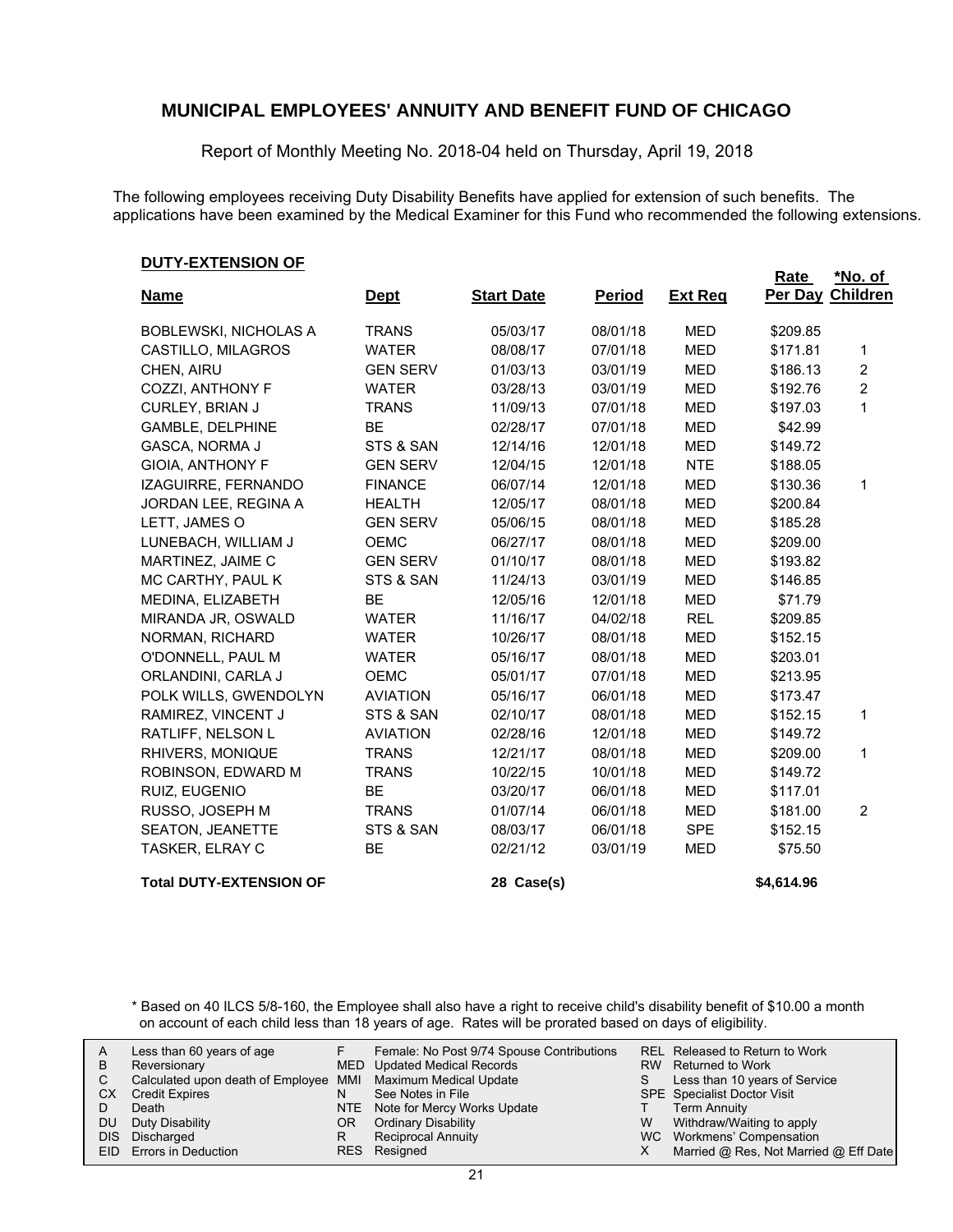# MUNICIPAL EMPLOYEES' ANNUITY AND BENEFIT FUND OF CHICAGO

Report of Monthly Meeting No. 2018-04 held on Thursday, April 19, 2018

The following employees receiving Duty Disability Benefits have applied for extension of such benefits. The applications have been examined by the Medical Examiner for this Fund who recommended the following extensions.

**DUTY-EXTENSION OF**

| Name | Dept | Start Date | Period | Ext Req | Rate Per Day | *No. of Children |
|---|---|---|---|---|---|---|
| BOBLEWSKI, NICHOLAS A | TRANS | 05/03/17 | 08/01/18 | MED | $209.85 | |
| CASTILLO, MILAGROS | WATER | 08/08/17 | 07/01/18 | MED | $171.81 | 1 |
| CHEN, AIRU | GEN SERV | 01/03/13 | 03/01/19 | MED | $186.13 | 2 |
| COZZI, ANTHONY F | WATER | 03/28/13 | 03/01/19 | MED | $192.76 | 2 |
| CURLEY, BRIAN J | TRANS | 11/09/13 | 07/01/18 | MED | $197.03 | 1 |
| GAMBLE, DELPHINE | BE | 02/28/17 | 07/01/18 | MED | $42.99 | |
| GASCA, NORMA J | STS & SAN | 12/14/16 | 12/01/18 | MED | $149.72 | |
| GIOIA, ANTHONY F | GEN SERV | 12/04/15 | 12/01/18 | NTE | $188.05 | |
| IZAGUIRRE, FERNANDO | FINANCE | 06/07/14 | 12/01/18 | MED | $130.36 | 1 |
| JORDAN LEE, REGINA A | HEALTH | 12/05/17 | 08/01/18 | MED | $200.84 | |
| LETT, JAMES O | GEN SERV | 05/06/15 | 08/01/18 | MED | $185.28 | |
| LUNEBACH, WILLIAM J | OEMC | 06/27/17 | 08/01/18 | MED | $209.00 | |
| MARTINEZ, JAIME C | GEN SERV | 01/10/17 | 08/01/18 | MED | $193.82 | |
| MC CARTHY, PAUL K | STS & SAN | 11/24/13 | 03/01/19 | MED | $146.85 | |
| MEDINA, ELIZABETH | BE | 12/05/16 | 12/01/18 | MED | $71.79 | |
| MIRANDA JR, OSWALD | WATER | 11/16/17 | 04/02/18 | REL | $209.85 | |
| NORMAN, RICHARD | WATER | 10/26/17 | 08/01/18 | MED | $152.15 | |
| O'DONNELL, PAUL M | WATER | 05/16/17 | 08/01/18 | MED | $203.01 | |
| ORLANDINI, CARLA J | OEMC | 05/01/17 | 07/01/18 | MED | $213.95 | |
| POLK WILLS, GWENDOLYN | AVIATION | 05/16/17 | 06/01/18 | MED | $173.47 | |
| RAMIREZ, VINCENT J | STS & SAN | 02/10/17 | 08/01/18 | MED | $152.15 | 1 |
| RATLIFF, NELSON L | AVIATION | 02/28/16 | 12/01/18 | MED | $149.72 | |
| RHIVERS, MONIQUE | TRANS | 12/21/17 | 08/01/18 | MED | $209.00 | 1 |
| ROBINSON, EDWARD M | TRANS | 10/22/15 | 10/01/18 | MED | $149.72 | |
| RUIZ, EUGENIO | BE | 03/20/17 | 06/01/18 | MED | $117.01 | |
| RUSSO, JOSEPH M | TRANS | 01/07/14 | 06/01/18 | MED | $181.00 | 2 |
| SEATON, JEANETTE | STS & SAN | 08/03/17 | 06/01/18 | SPE | $152.15 | |
| TASKER, ELRAY C | BE | 02/21/12 | 03/01/19 | MED | $75.50 | |
| **Total DUTY-EXTENSION OF** | | **28 Case(s)** | | | **$4,614.96** | |

\* Based on 40 ILCS 5/8-160, the Employee shall also have a right to receive child's disability benefit of $10.00 a month on account of each child less than 18 years of age. Rates will be prorated based on days of eligibility.

| | | | | | |
|---|---|---|---|---|---|
| A | Less than 60 years of age | F | Female: No Post 9/74 Spouse Contributions | REL | Released to Return to Work |
| B | Reversionary | MED | Updated Medical Records | RW | Returned to Work |
| C | Calculated upon death of Employee | MMI | Maximum Medical Update | S | Less than 10 years of Service |
| CX | Credit Expires | N | See Notes in File | SPE | Specialist Doctor Visit |
| D | Death | NTE | Note for Mercy Works Update | T | Term Annuity |
| DU | Duty Disability | OR | Ordinary Disability | W | Withdraw/Waiting to apply |
| DIS | Discharged | R | Reciprocal Annuity | WC | Workmens' Compensation |
| EID | Errors in Deduction | RES | Resigned | X | Married @ Res, Not Married @ Eff Date |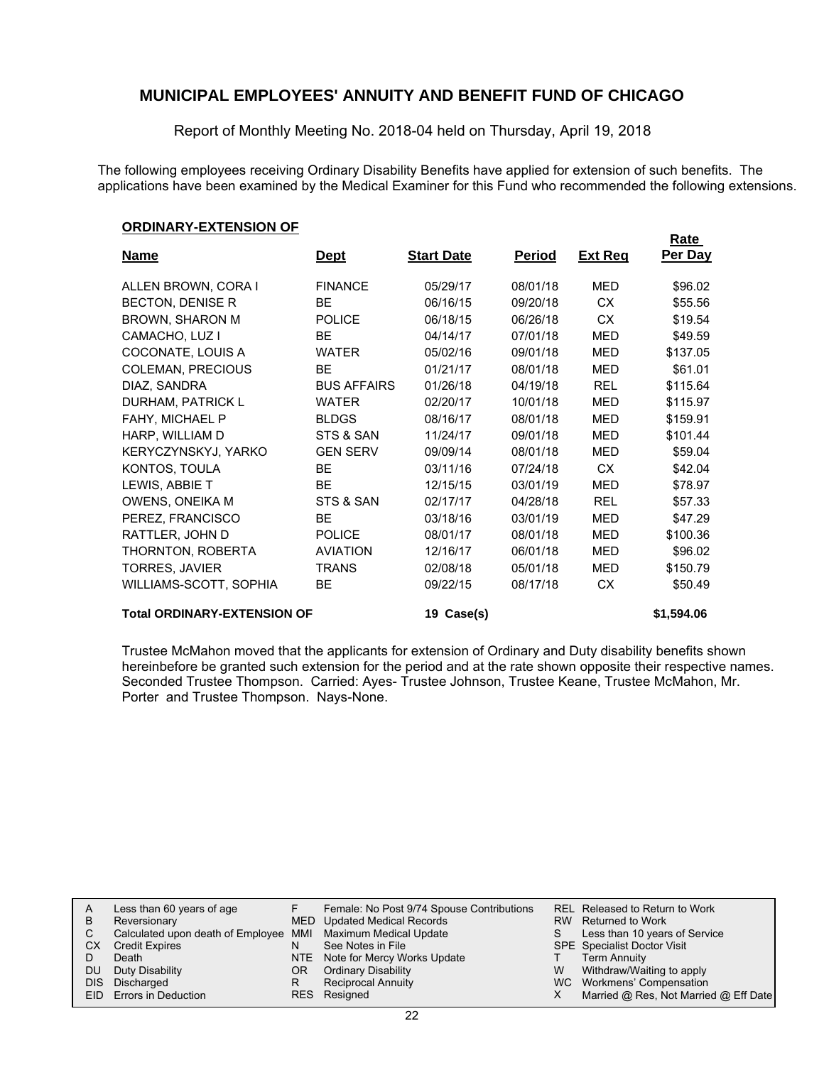# MUNICIPAL EMPLOYEES' ANNUITY AND BENEFIT FUND OF CHICAGO

Report of Monthly Meeting No. 2018-04 held on Thursday, April 19, 2018

The following employees receiving Ordinary Disability Benefits have applied for extension of such benefits. The applications have been examined by the Medical Examiner for this Fund who recommended the following extensions.

## ORDINARY-EXTENSION OF

| Name | Dept | Start Date | Period | Ext Req | Rate Per Day |
|---|---|---|---|---|---|
| ALLEN BROWN, CORA I | FINANCE | 05/29/17 | 08/01/18 | MED | $96.02 |
| BECTON, DENISE R | BE | 06/16/15 | 09/20/18 | CX | $55.56 |
| BROWN, SHARON M | POLICE | 06/18/15 | 06/26/18 | CX | $19.54 |
| CAMACHO, LUZ I | BE | 04/14/17 | 07/01/18 | MED | $49.59 |
| COCONATE, LOUIS A | WATER | 05/02/16 | 09/01/18 | MED | $137.05 |
| COLEMAN, PRECIOUS | BE | 01/21/17 | 08/01/18 | MED | $61.01 |
| DIAZ, SANDRA | BUS AFFAIRS | 01/26/18 | 04/19/18 | REL | $115.64 |
| DURHAM, PATRICK L | WATER | 02/20/17 | 10/01/18 | MED | $115.97 |
| FAHY, MICHAEL P | BLDGS | 08/16/17 | 08/01/18 | MED | $159.91 |
| HARP, WILLIAM D | STS & SAN | 11/24/17 | 09/01/18 | MED | $101.44 |
| KERYCZYNSKYJ, YARKO | GEN SERV | 09/09/14 | 08/01/18 | MED | $59.04 |
| KONTOS, TOULA | BE | 03/11/16 | 07/24/18 | CX | $42.04 |
| LEWIS, ABBIE T | BE | 12/15/15 | 03/01/19 | MED | $78.97 |
| OWENS, ONEIKA M | STS & SAN | 02/17/17 | 04/28/18 | REL | $57.33 |
| PEREZ, FRANCISCO | BE | 03/18/16 | 03/01/19 | MED | $47.29 |
| RATTLER, JOHN D | POLICE | 08/01/17 | 08/01/18 | MED | $100.36 |
| THORNTON, ROBERTA | AVIATION | 12/16/17 | 06/01/18 | MED | $96.02 |
| TORRES, JAVIER | TRANS | 02/08/18 | 05/01/18 | MED | $150.79 |
| WILLIAMS-SCOTT, SOPHIA | BE | 09/22/15 | 08/17/18 | CX | $50.49 |
| **Total ORDINARY-EXTENSION OF** | | **19 Case(s)** | | | **$1,594.06** |

Trustee McMahon moved that the applicants for extension of Ordinary and Duty disability benefits shown hereinbefore be granted such extension for the period and at the rate shown opposite their respective names. Seconded Trustee Thompson. Carried: Ayes- Trustee Johnson, Trustee Keane, Trustee McMahon, Mr. Porter and Trustee Thompson. Nays-None.

| | | | | | |
|---|---|---|---|---|---|
| A | Less than 60 years of age | F | Female: No Post 9/74 Spouse Contributions | REL | Released to Return to Work |
| B | Reversionary | MED | Updated Medical Records | RW | Returned to Work |
| C | Calculated upon death of Employee | MMI | Maximum Medical Update | S | Less than 10 years of Service |
| CX | Credit Expires | N | See Notes in File | SPE | Specialist Doctor Visit |
| D | Death | NTE | Note for Mercy Works Update | T | Term Annuity |
| DU | Duty Disability | OR | Ordinary Disability | W | Withdraw/Waiting to apply |
| DIS | Discharged | R | Reciprocal Annuity | WC | Workmens' Compensation |
| EID | Errors in Deduction | RES | Resigned | X | Married @ Res, Not Married @ Eff Date |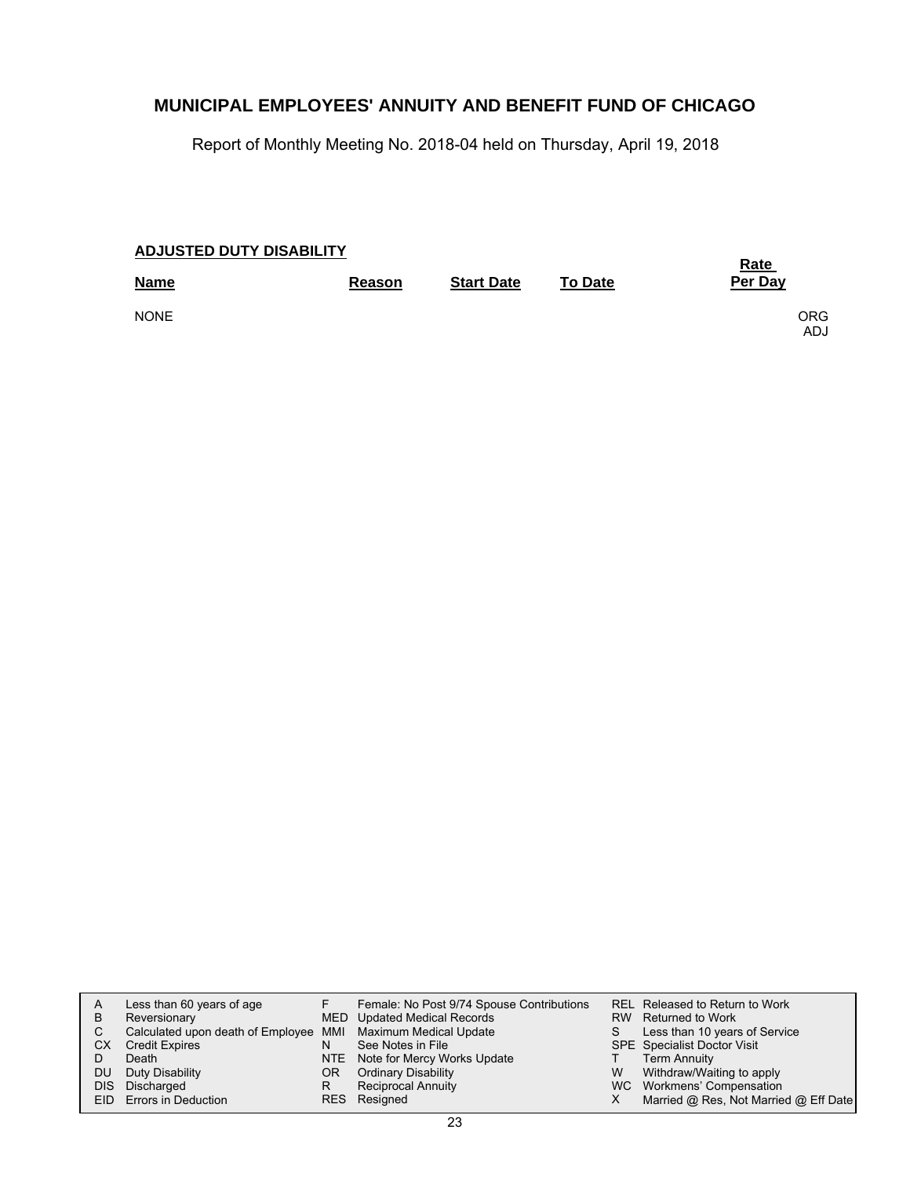## MUNICIPAL EMPLOYEES' ANNUITY AND BENEFIT FUND OF CHICAGO

Report of Monthly Meeting No. 2018-04 held on Thursday, April 19, 2018

**ADJUSTED DUTY DISABILITY**

| Name | Reason | Start Date | To Date | Rate Per Day | |
|---|---|---|---|---|---|
| NONE | | | | | ORG ADJ |

| | | | | | |
|---|---|---|---|---|---|
| A | Less than 60 years of age | F | Female: No Post 9/74 Spouse Contributions | REL | Released to Return to Work |
| B | Reversionary | MED | Updated Medical Records | RW | Returned to Work |
| C | Calculated upon death of Employee | MMI | Maximum Medical Update | S | Less than 10 years of Service |
| CX | Credit Expires | N | See Notes in File | SPE | Specialist Doctor Visit |
| D | Death | NTE | Note for Mercy Works Update | T | Term Annuity |
| DU | Duty Disability | OR | Ordinary Disability | W | Withdraw/Waiting to apply |
| DIS | Discharged | R | Reciprocal Annuity | WC | Workmens' Compensation |
| EID | Errors in Deduction | RES | Resigned | X | Married @ Res, Not Married @ Eff Date |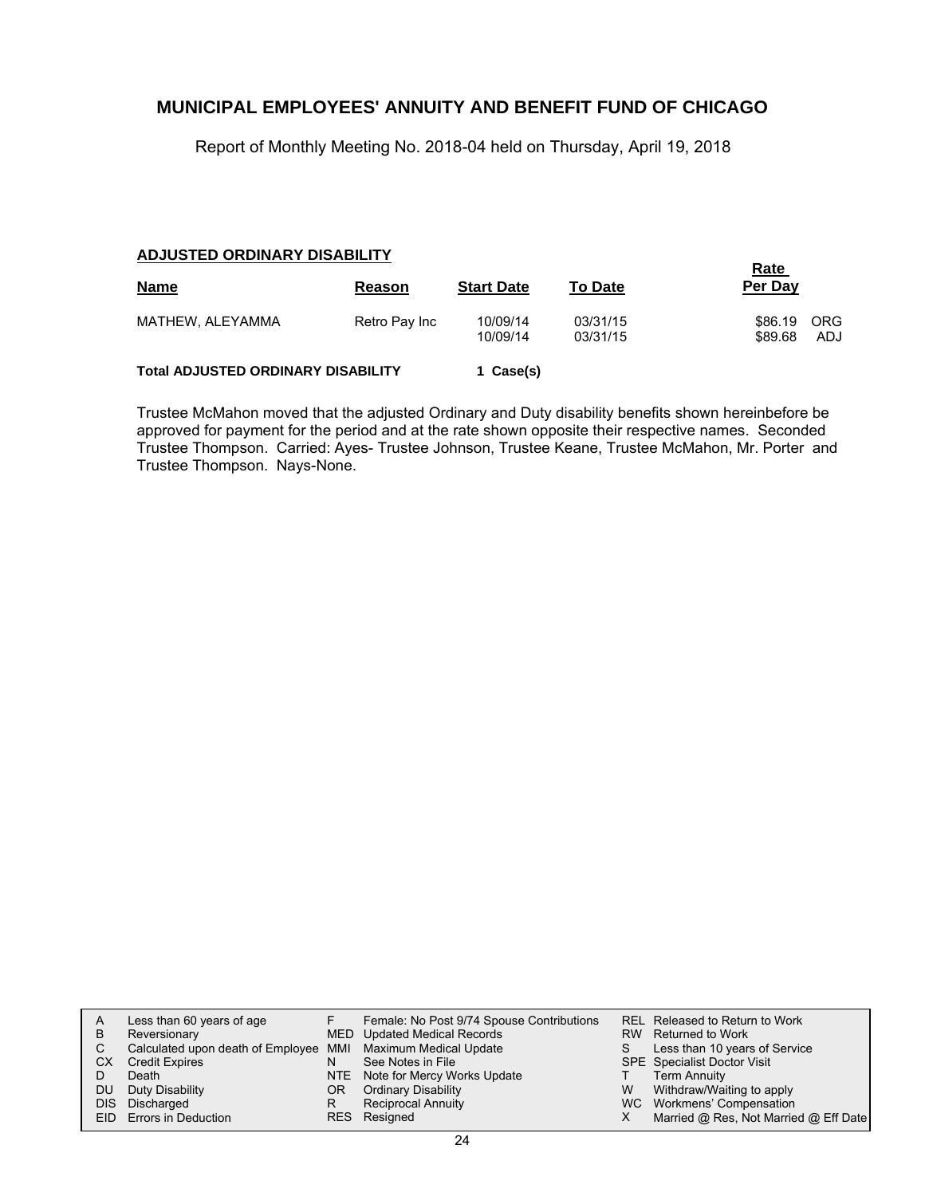# MUNICIPAL EMPLOYEES' ANNUITY AND BENEFIT FUND OF CHICAGO

Report of Monthly Meeting No. 2018-04 held on Thursday, April 19, 2018

**ADJUSTED ORDINARY DISABILITY**

| Name | Reason | Start Date | To Date | Rate Per Day | |
|---|---|---|---|---|---|
| MATHEW, ALEYAMMA | Retro Pay Inc | 10/09/14 | 03/31/15 | $86.19 | ORG |
| | | 10/09/14 | 03/31/15 | $89.68 | ADJ |

**Total ADJUSTED ORDINARY DISABILITY** 1 Case(s)

Trustee McMahon moved that the adjusted Ordinary and Duty disability benefits shown hereinbefore be approved for payment for the period and at the rate shown opposite their respective names. Seconded Trustee Thompson. Carried: Ayes- Trustee Johnson, Trustee Keane, Trustee McMahon, Mr. Porter and Trustee Thompson. Nays-None.

| | | | | | |
|---|---|---|---|---|---|
| A | Less than 60 years of age | F | Female: No Post 9/74 Spouse Contributions | REL | Released to Return to Work |
| B | Reversionary | MED | Updated Medical Records | RW | Returned to Work |
| C | Calculated upon death of Employee | MMI | Maximum Medical Update | S | Less than 10 years of Service |
| CX | Credit Expires | N | See Notes in File | SPE | Specialist Doctor Visit |
| D | Death | NTE | Note for Mercy Works Update | T | Term Annuity |
| DU | Duty Disability | OR | Ordinary Disability | W | Withdraw/Waiting to apply |
| DIS | Discharged | R | Reciprocal Annuity | WC | Workmens' Compensation |
| EID | Errors in Deduction | RES | Resigned | X | Married @ Res, Not Married @ Eff Date |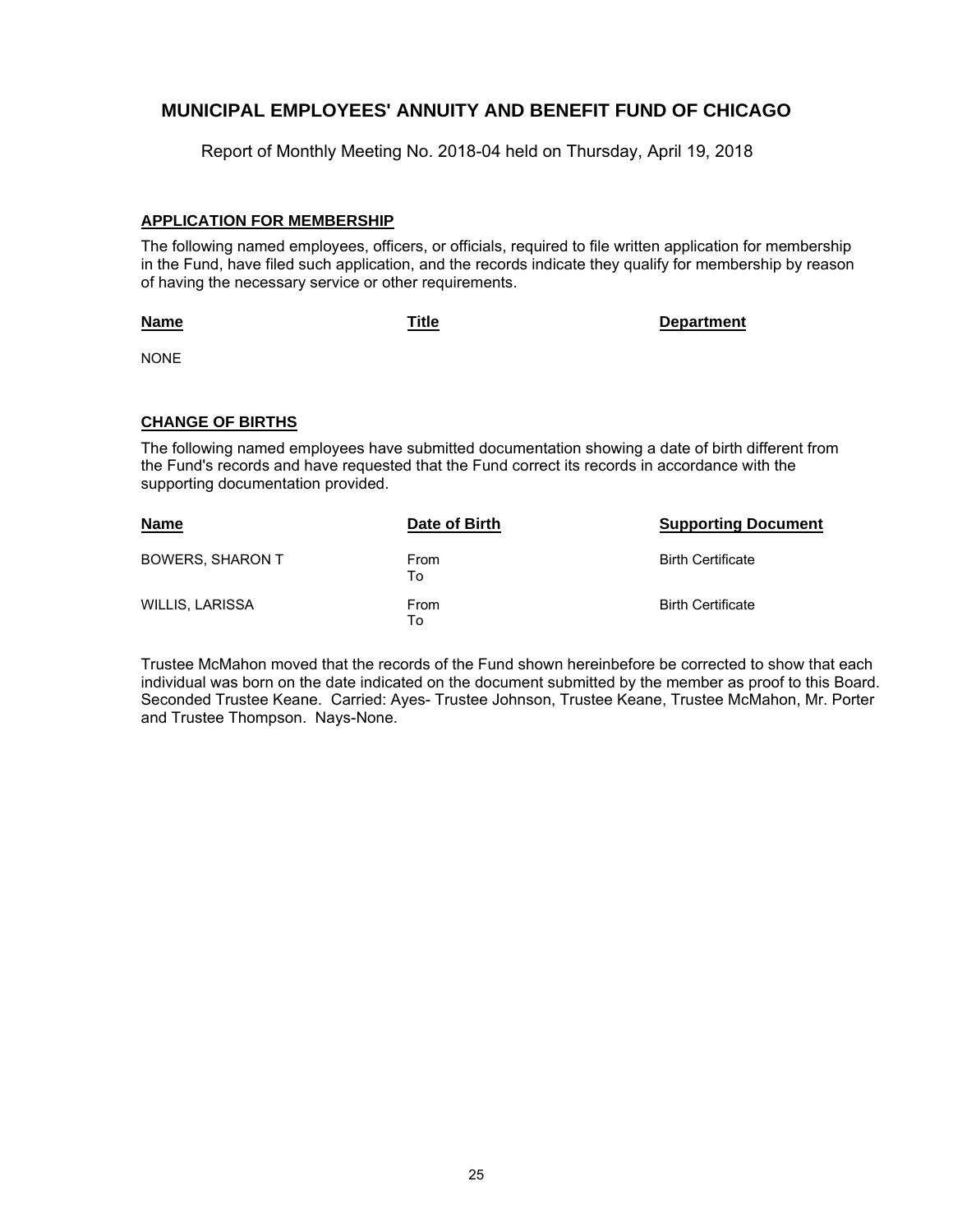# MUNICIPAL EMPLOYEES' ANNUITY AND BENEFIT FUND OF CHICAGO

Report of Monthly Meeting No. 2018-04 held on Thursday, April 19, 2018

## APPLICATION FOR MEMBERSHIP

The following named employees, officers, or officials, required to file written application for membership in the Fund, have filed such application, and the records indicate they qualify for membership by reason of having the necessary service or other requirements.

| Name | Title | Department |
|---|---|---|
| NONE | | |

## CHANGE OF BIRTHS

The following named employees have submitted documentation showing a date of birth different from the Fund's records and have requested that the Fund correct its records in accordance with the supporting documentation provided.

| Name | Date of Birth | Supporting Document |
|---|---|---|
| BOWERS, SHARON T | From<br>To | Birth Certificate |
| WILLIS, LARISSA | From<br>To | Birth Certificate |

Trustee McMahon moved that the records of the Fund shown hereinbefore be corrected to show that each individual was born on the date indicated on the document submitted by the member as proof to this Board. Seconded Trustee Keane. Carried: Ayes- Trustee Johnson, Trustee Keane, Trustee McMahon, Mr. Porter and Trustee Thompson. Nays-None.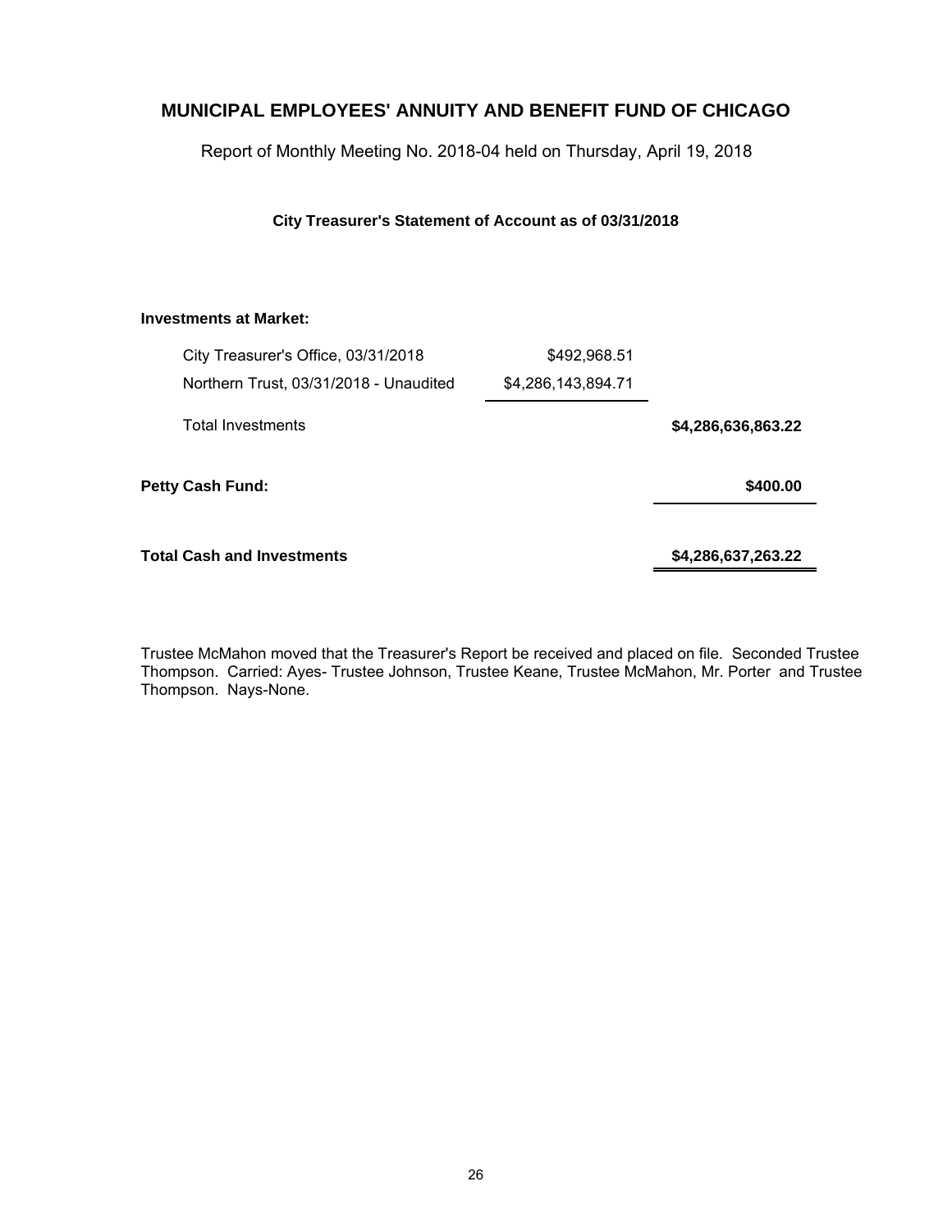## MUNICIPAL EMPLOYEES' ANNUITY AND BENEFIT FUND OF CHICAGO

Report of Monthly Meeting No. 2018-04 held on Thursday, April 19, 2018

### City Treasurer's Statement of Account as of 03/31/2018

| | | |
|---|---|---|
| **Investments at Market:** | | |
| City Treasurer's Office, 03/31/2018 | $492,968.51 | |
| Northern Trust, 03/31/2018 - Unaudited | $4,286,143,894.71 | |
| Total Investments | | **$4,286,636,863.22** |
| **Petty Cash Fund:** | | **$400.00** |
| **Total Cash and Investments** | | **$4,286,637,263.22** |

Trustee McMahon moved that the Treasurer's Report be received and placed on file. Seconded Trustee Thompson. Carried: Ayes- Trustee Johnson, Trustee Keane, Trustee McMahon, Mr. Porter and Trustee Thompson. Nays-None.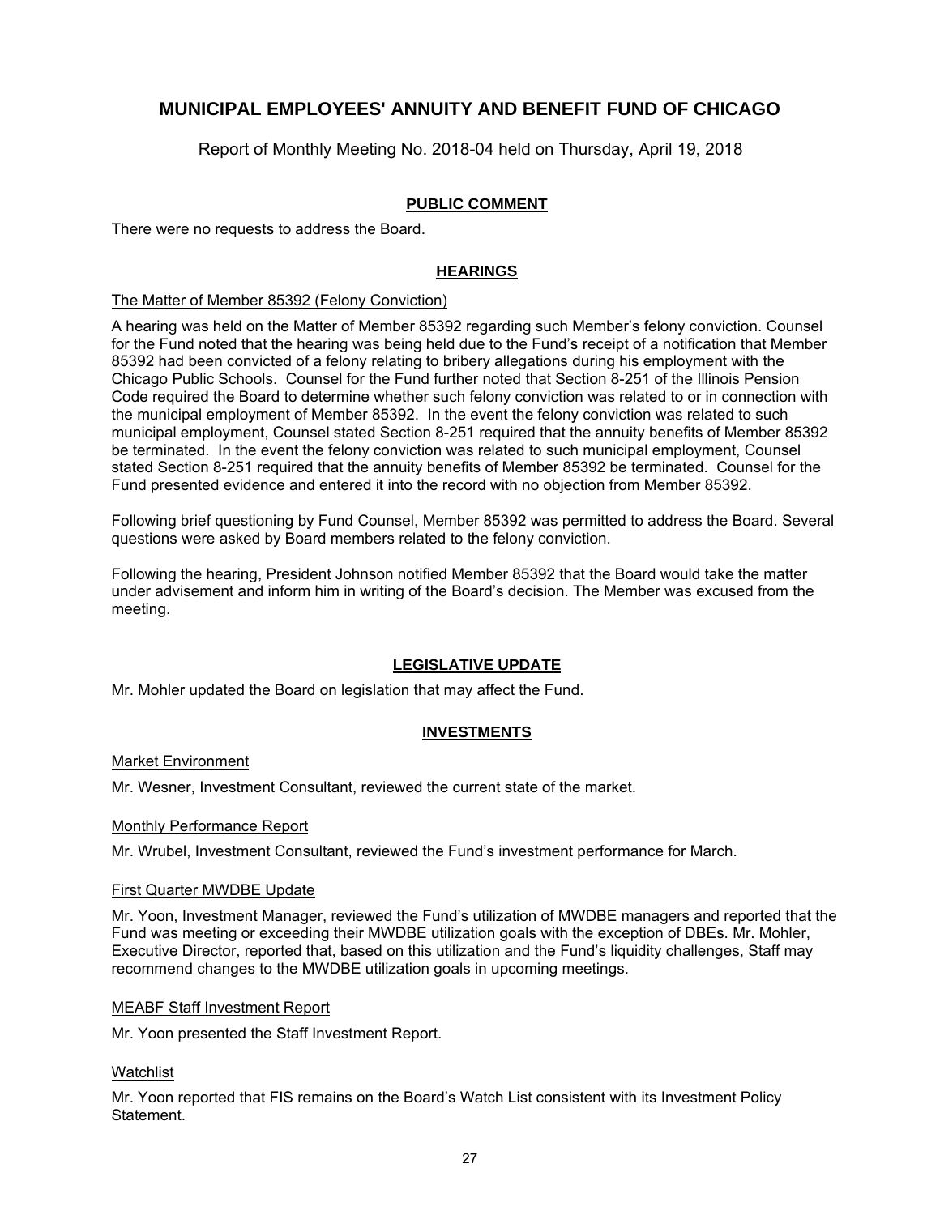# MUNICIPAL EMPLOYEES' ANNUITY AND BENEFIT FUND OF CHICAGO

Report of Monthly Meeting No. 2018-04 held on Thursday, April 19, 2018

## PUBLIC COMMENT

There were no requests to address the Board.

## HEARINGS

The Matter of Member 85392 (Felony Conviction)

A hearing was held on the Matter of Member 85392 regarding such Member's felony conviction. Counsel for the Fund noted that the hearing was being held due to the Fund's receipt of a notification that Member 85392 had been convicted of a felony relating to bribery allegations during his employment with the Chicago Public Schools. Counsel for the Fund further noted that Section 8-251 of the Illinois Pension Code required the Board to determine whether such felony conviction was related to or in connection with the municipal employment of Member 85392. In the event the felony conviction was related to such municipal employment, Counsel stated Section 8-251 required that the annuity benefits of Member 85392 be terminated. In the event the felony conviction was related to such municipal employment, Counsel stated Section 8-251 required that the annuity benefits of Member 85392 be terminated. Counsel for the Fund presented evidence and entered it into the record with no objection from Member 85392.

Following brief questioning by Fund Counsel, Member 85392 was permitted to address the Board. Several questions were asked by Board members related to the felony conviction.

Following the hearing, President Johnson notified Member 85392 that the Board would take the matter under advisement and inform him in writing of the Board's decision. The Member was excused from the meeting.

## LEGISLATIVE UPDATE

Mr. Mohler updated the Board on legislation that may affect the Fund.

## INVESTMENTS

Market Environment

Mr. Wesner, Investment Consultant, reviewed the current state of the market.

Monthly Performance Report

Mr. Wrubel, Investment Consultant, reviewed the Fund's investment performance for March.

First Quarter MWDBE Update

Mr. Yoon, Investment Manager, reviewed the Fund's utilization of MWDBE managers and reported that the Fund was meeting or exceeding their MWDBE utilization goals with the exception of DBEs. Mr. Mohler, Executive Director, reported that, based on this utilization and the Fund's liquidity challenges, Staff may recommend changes to the MWDBE utilization goals in upcoming meetings.

MEABF Staff Investment Report

Mr. Yoon presented the Staff Investment Report.

Watchlist

Mr. Yoon reported that FIS remains on the Board's Watch List consistent with its Investment Policy Statement.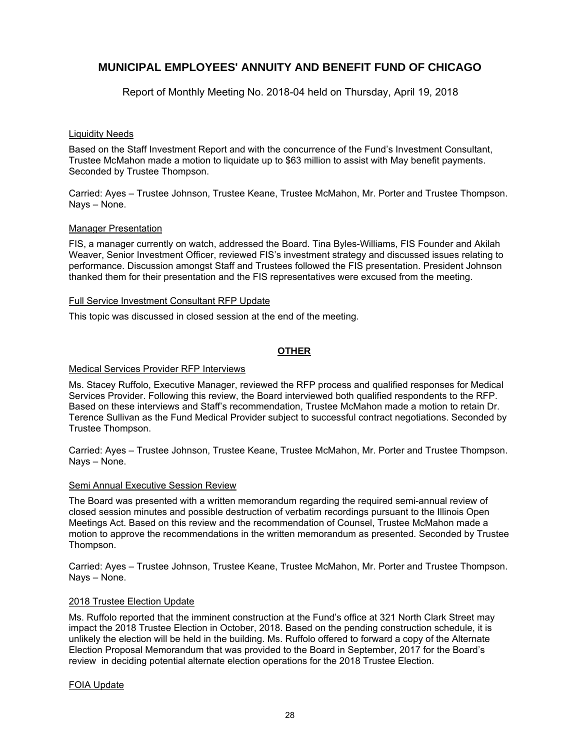Liquidity Needs

Based on the Staff Investment Report and with the concurrence of the Fund's Investment Consultant, Trustee McMahon made a motion to liquidate up to $63 million to assist with May benefit payments. Seconded by Trustee Thompson.

Carried: Ayes – Trustee Johnson, Trustee Keane, Trustee McMahon, Mr. Porter and Trustee Thompson. Nays – None.

Manager Presentation

FIS, a manager currently on watch, addressed the Board. Tina Byles-Williams, FIS Founder and Akilah Weaver, Senior Investment Officer, reviewed FIS's investment strategy and discussed issues relating to performance. Discussion amongst Staff and Trustees followed the FIS presentation. President Johnson thanked them for their presentation and the FIS representatives were excused from the meeting.

Full Service Investment Consultant RFP Update

This topic was discussed in closed session at the end of the meeting.

## OTHER

Medical Services Provider RFP Interviews

Ms. Stacey Ruffolo, Executive Manager, reviewed the RFP process and qualified responses for Medical Services Provider. Following this review, the Board interviewed both qualified respondents to the RFP. Based on these interviews and Staff's recommendation, Trustee McMahon made a motion to retain Dr. Terence Sullivan as the Fund Medical Provider subject to successful contract negotiations. Seconded by Trustee Thompson.

Carried: Ayes – Trustee Johnson, Trustee Keane, Trustee McMahon, Mr. Porter and Trustee Thompson. Nays – None.

Semi Annual Executive Session Review

The Board was presented with a written memorandum regarding the required semi-annual review of closed session minutes and possible destruction of verbatim recordings pursuant to the Illinois Open Meetings Act. Based on this review and the recommendation of Counsel, Trustee McMahon made a motion to approve the recommendations in the written memorandum as presented. Seconded by Trustee Thompson.

Carried: Ayes – Trustee Johnson, Trustee Keane, Trustee McMahon, Mr. Porter and Trustee Thompson. Nays – None.

2018 Trustee Election Update

Ms. Ruffolo reported that the imminent construction at the Fund's office at 321 North Clark Street may impact the 2018 Trustee Election in October, 2018. Based on the pending construction schedule, it is unlikely the election will be held in the building. Ms. Ruffolo offered to forward a copy of the Alternate Election Proposal Memorandum that was provided to the Board in September, 2017 for the Board's review in deciding potential alternate election operations for the 2018 Trustee Election.

FOIA Update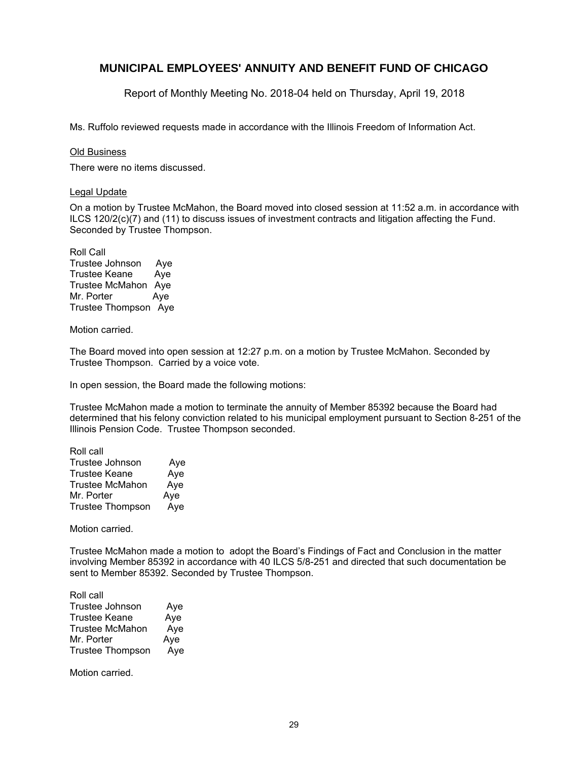# MUNICIPAL EMPLOYEES' ANNUITY AND BENEFIT FUND OF CHICAGO

Report of Monthly Meeting No. 2018-04 held on Thursday, April 19, 2018

Ms. Ruffolo reviewed requests made in accordance with the Illinois Freedom of Information Act.

Old Business

There were no items discussed.

Legal Update

On a motion by Trustee McMahon, the Board moved into closed session at 11:52 a.m. in accordance with ILCS 120/2(c)(7) and (11) to discuss issues of investment contracts and litigation affecting the Fund. Seconded by Trustee Thompson.

Roll Call
Trustee Johnson Aye
Trustee Keane Aye
Trustee McMahon Aye
Mr. Porter Aye
Trustee Thompson Aye

Motion carried.

The Board moved into open session at 12:27 p.m. on a motion by Trustee McMahon. Seconded by Trustee Thompson. Carried by a voice vote.

In open session, the Board made the following motions:

Trustee McMahon made a motion to terminate the annuity of Member 85392 because the Board had determined that his felony conviction related to his municipal employment pursuant to Section 8-251 of the Illinois Pension Code. Trustee Thompson seconded.

Roll call
Trustee Johnson Aye
Trustee Keane Aye
Trustee McMahon Aye
Mr. Porter Aye
Trustee Thompson Aye

Motion carried.

Trustee McMahon made a motion to adopt the Board's Findings of Fact and Conclusion in the matter involving Member 85392 in accordance with 40 ILCS 5/8-251 and directed that such documentation be sent to Member 85392. Seconded by Trustee Thompson.

Roll call
Trustee Johnson Aye
Trustee Keane Aye
Trustee McMahon Aye
Mr. Porter Aye
Trustee Thompson Aye

Motion carried.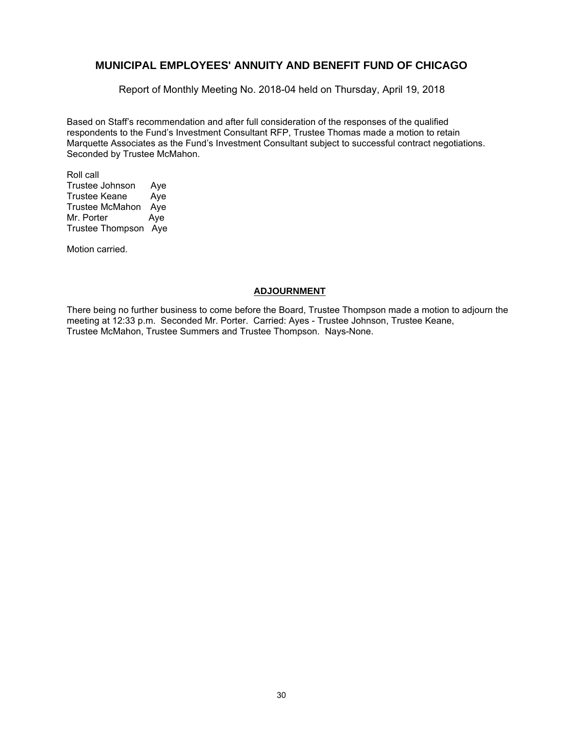# MUNICIPAL EMPLOYEES' ANNUITY AND BENEFIT FUND OF CHICAGO

Report of Monthly Meeting No. 2018-04 held on Thursday, April 19, 2018

Based on Staff's recommendation and after full consideration of the responses of the qualified respondents to the Fund's Investment Consultant RFP, Trustee Thomas made a motion to retain Marquette Associates as the Fund's Investment Consultant subject to successful contract negotiations. Seconded by Trustee McMahon.

Roll call
Trustee Johnson Aye
Trustee Keane Aye
Trustee McMahon Aye
Mr. Porter Aye
Trustee Thompson Aye

Motion carried.

## ADJOURNMENT

There being no further business to come before the Board, Trustee Thompson made a motion to adjourn the meeting at 12:33 p.m. Seconded Mr. Porter. Carried: Ayes - Trustee Johnson, Trustee Keane, Trustee McMahon, Trustee Summers and Trustee Thompson. Nays-None.